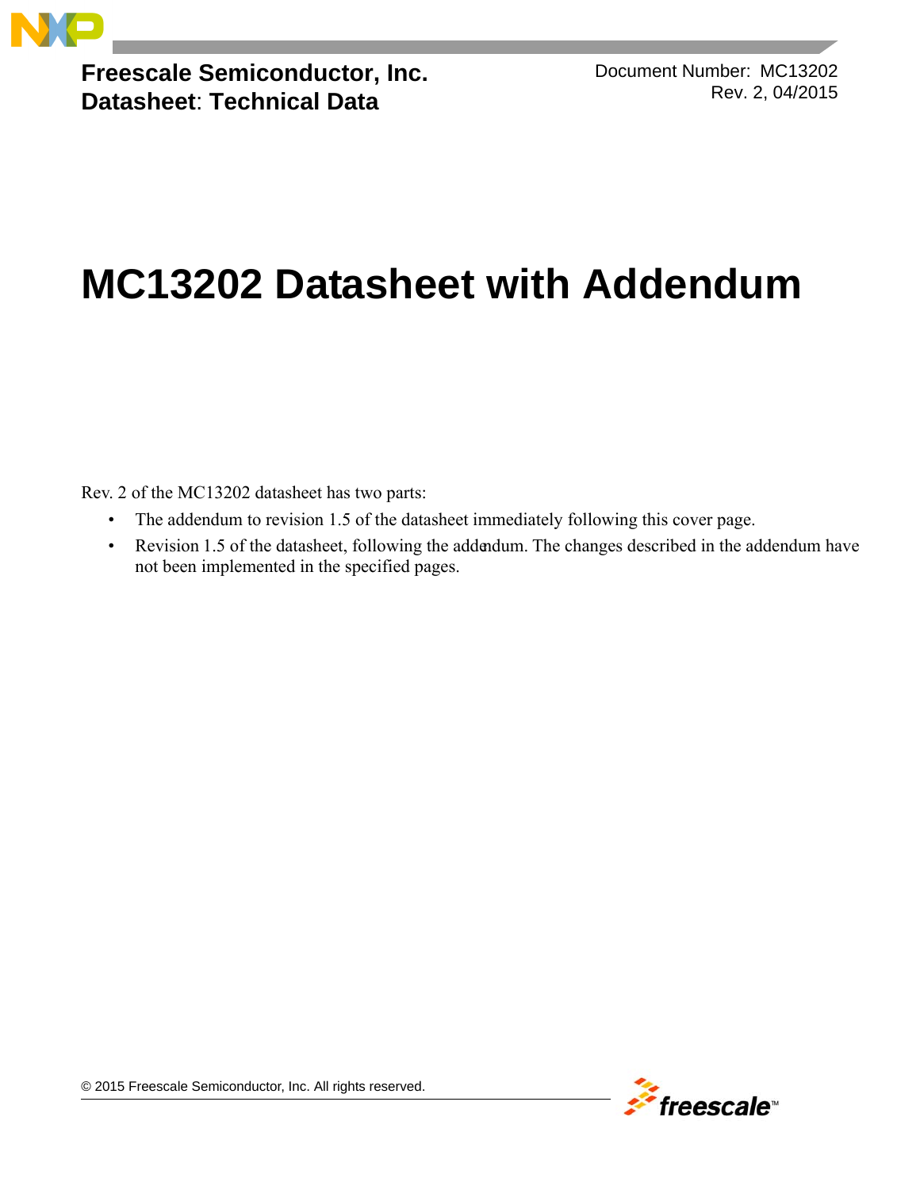Freescale Semiconductor, Inc.
Datasheet: Technical Data

Document Number: MC13202
Rev. 2, 04/2015

# MC13202 Datasheet with Addendum

Rev. 2 of the MC13202 datasheet has two parts:

- The addendum to revision 1.5 of the datasheet immediately following this cover page.
- Revision 1.5 of the datasheet, following the addendum. The changes described in the addendum have not been implemented in the specified pages.

© 2015 Freescale Semiconductor, Inc. All rights reserved.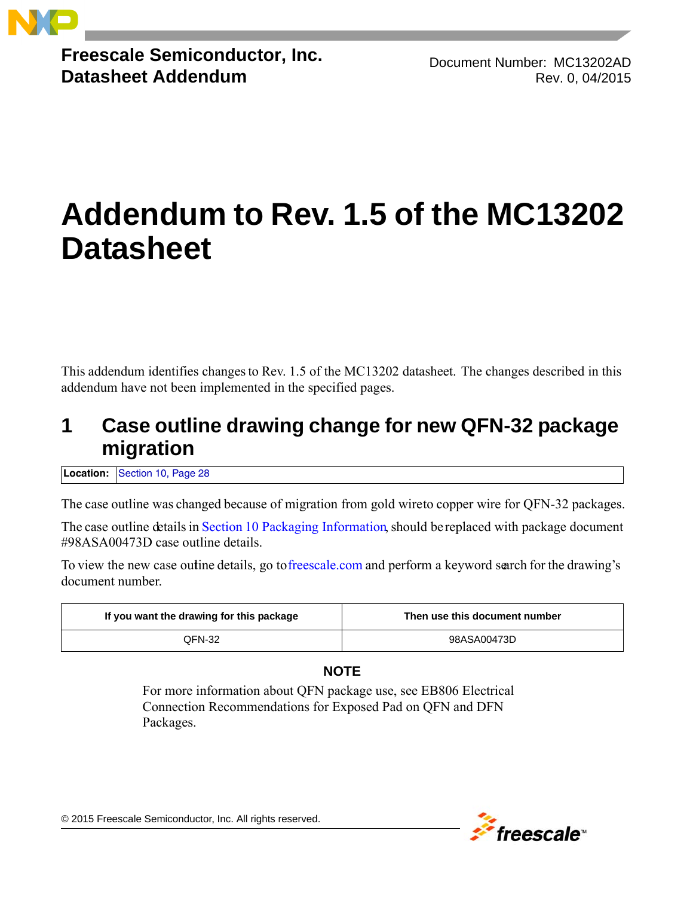Freescale Semiconductor, Inc.
Datasheet Addendum

Document Number: MC13202AD
Rev. 0, 04/2015

# Addendum to Rev. 1.5 of the MC13202 Datasheet

This addendum identifies changes to Rev. 1.5 of the MC13202 datasheet. The changes described in this addendum have not been implemented in the specified pages.

## 1 Case outline drawing change for new QFN-32 package migration

| **Location:** | Section 10, Page 28 |
|---|---|

The case outline was changed because of migration from gold wire to copper wire for QFN-32 packages.

The case outline details in Section 10 Packaging Information, should be replaced with package document #98ASA00473D case outline details.

To view the new case outline details, go to freescale.com and perform a keyword search for the drawing's document number.

| If you want the drawing for this package | Then use this document number |
|---|---|
| QFN-32 | 98ASA00473D |

**NOTE**

For more information about QFN package use, see EB806 Electrical Connection Recommendations for Exposed Pad on QFN and DFN Packages.

© 2015 Freescale Semiconductor, Inc. All rights reserved.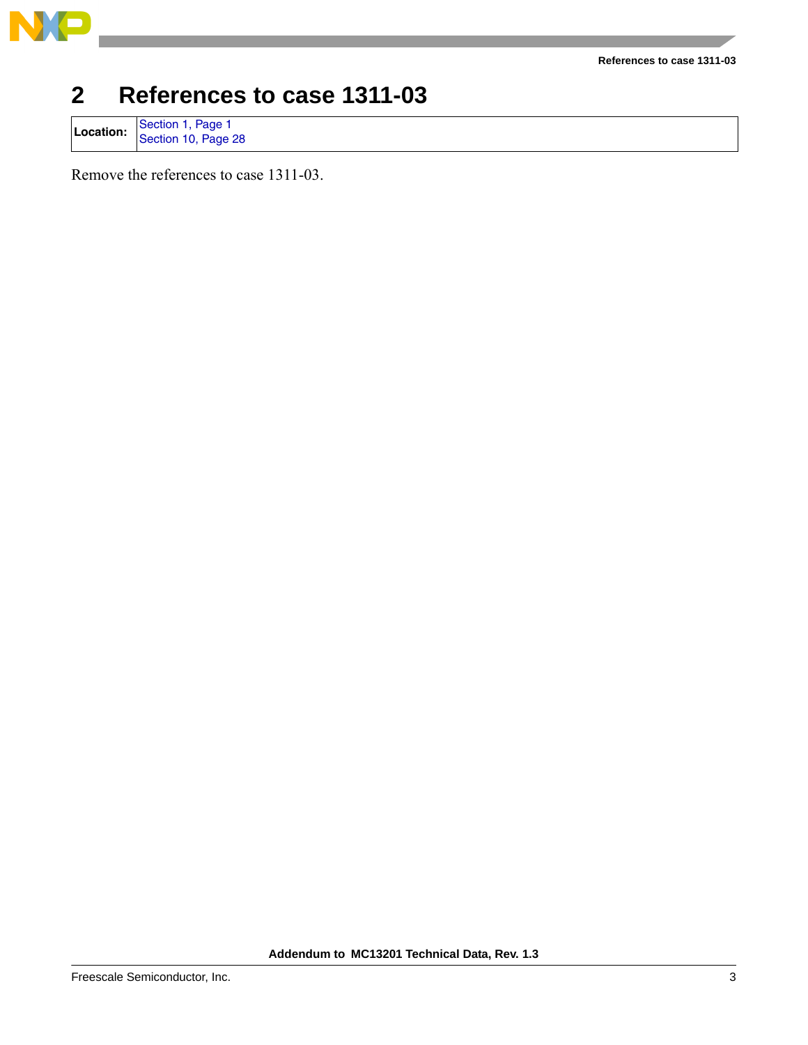# 2 References to case 1311-03

| Location: | Section 1, Page 1<br>Section 10, Page 28 |
|---|---|

Remove the references to case 1311-03.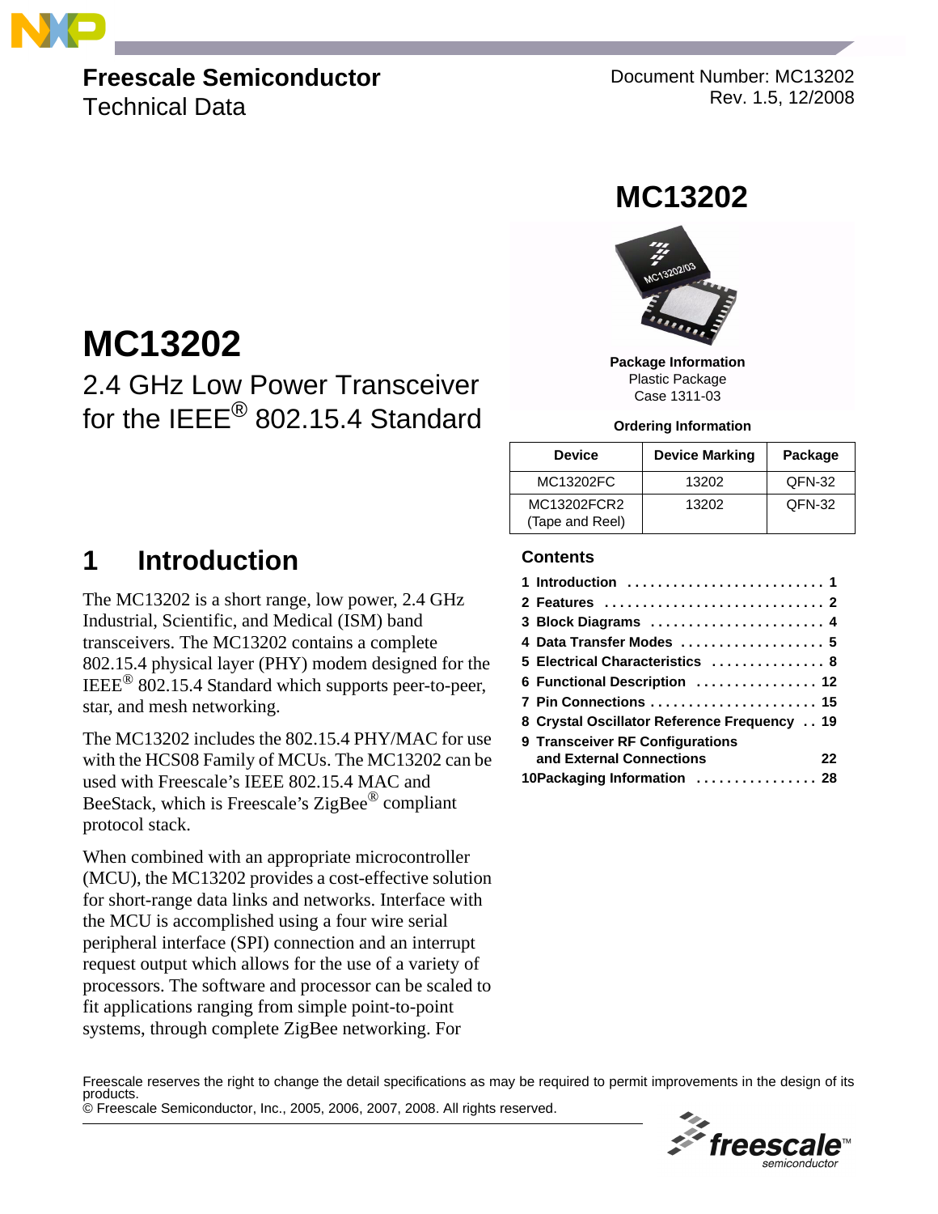# MC13202

## 2.4 GHz Low Power Transceiver for the IEEE® 802.15.4 Standard

Freescale Semiconductor
Technical Data

Document Number: MC13202
Rev. 1.5, 12/2008

**MC13202**

**Package Information**
Plastic Package
Case 1311-03

**Ordering Information**

| Device | Device Marking | Package |
|---|---|---|
| MC13202FC | 13202 | QFN-32 |
| MC13202FCR2 (Tape and Reel) | 13202 | QFN-32 |

**Contents**

1 Introduction . . . . . . . . . . . . . . . . . . . . . . . . . . 1
2 Features . . . . . . . . . . . . . . . . . . . . . . . . . . . . . 2
3 Block Diagrams . . . . . . . . . . . . . . . . . . . . . . . 4
4 Data Transfer Modes . . . . . . . . . . . . . . . . . . . 5
5 Electrical Characteristics . . . . . . . . . . . . . . . 8
6 Functional Description . . . . . . . . . . . . . . . . 12
7 Pin Connections . . . . . . . . . . . . . . . . . . . . . . 15
8 Crystal Oscillator Reference Frequency . . 19
9 Transceiver RF Configurations and External Connections 22
10 Packaging Information . . . . . . . . . . . . . . . . 28

## 1 Introduction

The MC13202 is a short range, low power, 2.4 GHz Industrial, Scientific, and Medical (ISM) band transceivers. The MC13202 contains a complete 802.15.4 physical layer (PHY) modem designed for the IEEE® 802.15.4 Standard which supports peer-to-peer, star, and mesh networking.

The MC13202 includes the 802.15.4 PHY/MAC for use with the HCS08 Family of MCUs. The MC13202 can be used with Freescale's IEEE 802.15.4 MAC and BeeStack, which is Freescale's ZigBee® compliant protocol stack.

When combined with an appropriate microcontroller (MCU), the MC13202 provides a cost-effective solution for short-range data links and networks. Interface with the MCU is accomplished using a four wire serial peripheral interface (SPI) connection and an interrupt request output which allows for the use of a variety of processors. The software and processor can be scaled to fit applications ranging from simple point-to-point systems, through complete ZigBee networking. For

Freescale reserves the right to change the detail specifications as may be required to permit improvements in the design of its products.
© Freescale Semiconductor, Inc., 2005, 2006, 2007, 2008. All rights reserved.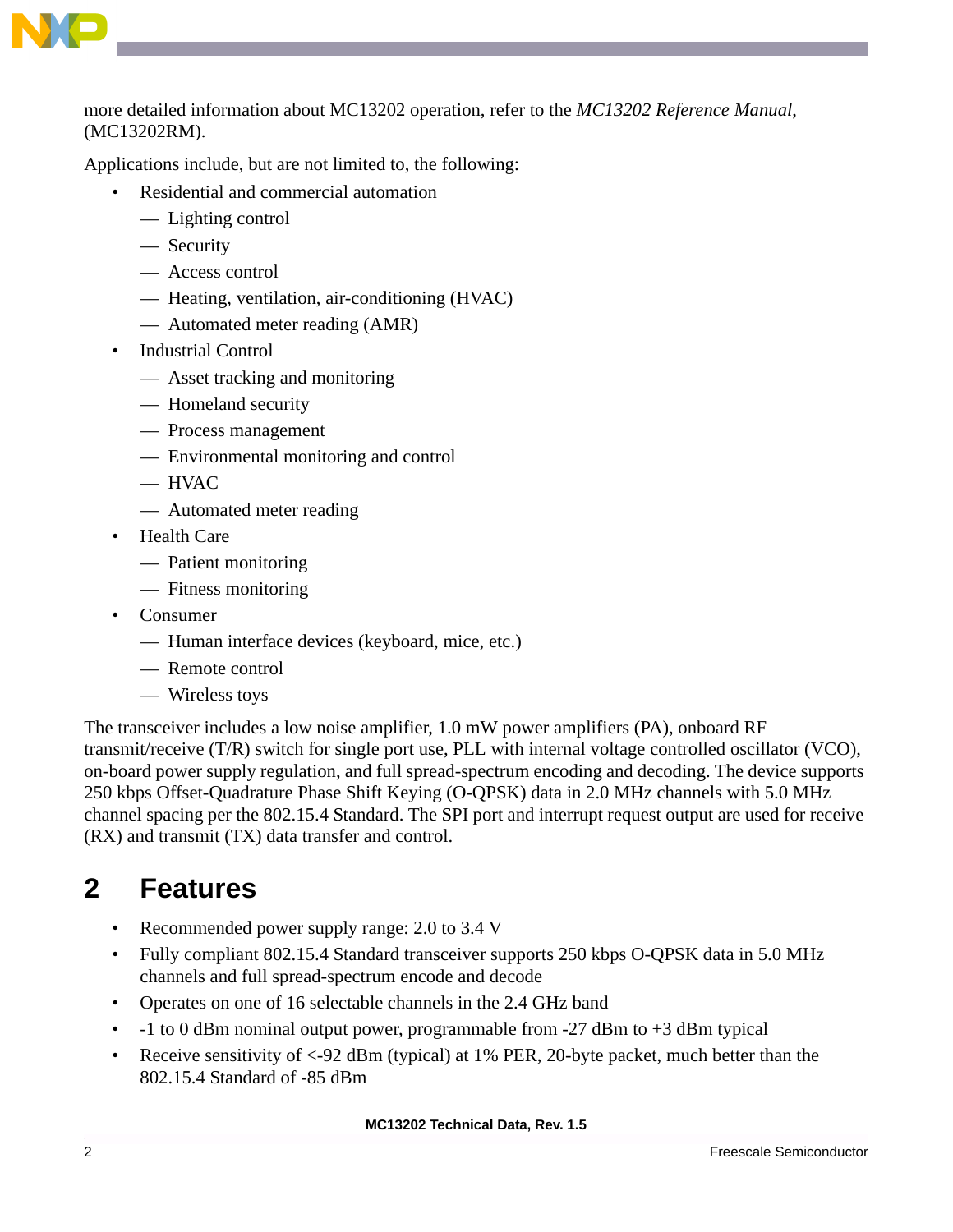more detailed information about MC13202 operation, refer to the *MC13202 Reference Manual*, (MC13202RM).

Applications include, but are not limited to, the following:

- Residential and commercial automation
  - Lighting control
  - Security
  - Access control
  - Heating, ventilation, air-conditioning (HVAC)
  - Automated meter reading (AMR)
- Industrial Control
  - Asset tracking and monitoring
  - Homeland security
  - Process management
  - Environmental monitoring and control
  - HVAC
  - Automated meter reading
- Health Care
  - Patient monitoring
  - Fitness monitoring
- Consumer
  - Human interface devices (keyboard, mice, etc.)
  - Remote control
  - Wireless toys

The transceiver includes a low noise amplifier, 1.0 mW power amplifiers (PA), onboard RF transmit/receive (T/R) switch for single port use, PLL with internal voltage controlled oscillator (VCO), on-board power supply regulation, and full spread-spectrum encoding and decoding. The device supports 250 kbps Offset-Quadrature Phase Shift Keying (O-QPSK) data in 2.0 MHz channels with 5.0 MHz channel spacing per the 802.15.4 Standard. The SPI port and interrupt request output are used for receive (RX) and transmit (TX) data transfer and control.

# 2 Features

- Recommended power supply range: 2.0 to 3.4 V
- Fully compliant 802.15.4 Standard transceiver supports 250 kbps O-QPSK data in 5.0 MHz channels and full spread-spectrum encode and decode
- Operates on one of 16 selectable channels in the 2.4 GHz band
- -1 to 0 dBm nominal output power, programmable from -27 dBm to +3 dBm typical
- Receive sensitivity of <-92 dBm (typical) at 1% PER, 20-byte packet, much better than the 802.15.4 Standard of -85 dBm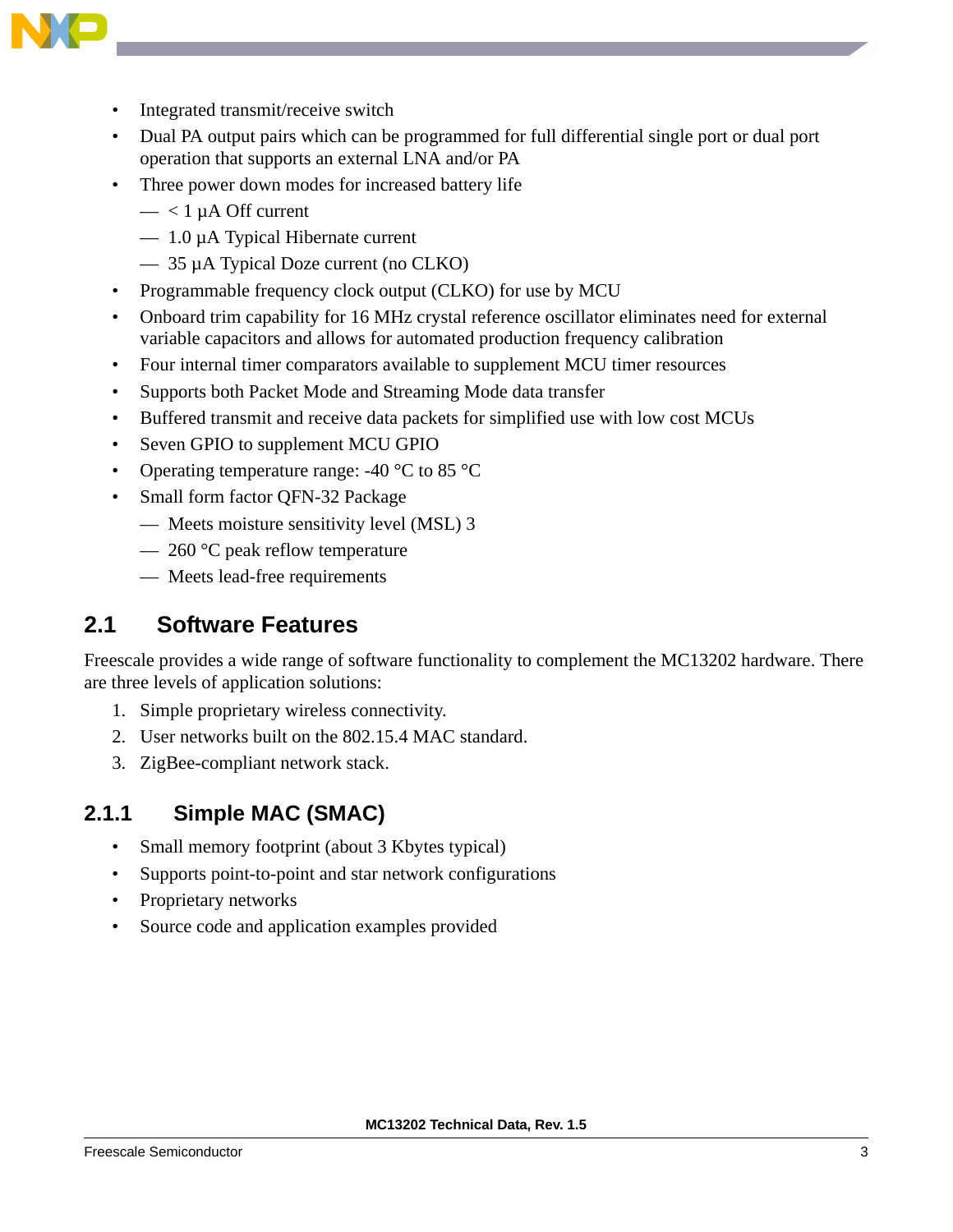- Integrated transmit/receive switch
- Dual PA output pairs which can be programmed for full differential single port or dual port operation that supports an external LNA and/or PA
- Three power down modes for increased battery life
  - < 1 µA Off current
  - 1.0 µA Typical Hibernate current
  - 35 µA Typical Doze current (no CLKO)
- Programmable frequency clock output (CLKO) for use by MCU
- Onboard trim capability for 16 MHz crystal reference oscillator eliminates need for external variable capacitors and allows for automated production frequency calibration
- Four internal timer comparators available to supplement MCU timer resources
- Supports both Packet Mode and Streaming Mode data transfer
- Buffered transmit and receive data packets for simplified use with low cost MCUs
- Seven GPIO to supplement MCU GPIO
- Operating temperature range: -40 °C to 85 °C
- Small form factor QFN-32 Package
  - Meets moisture sensitivity level (MSL) 3
  - 260 °C peak reflow temperature
  - Meets lead-free requirements

## 2.1 Software Features

Freescale provides a wide range of software functionality to complement the MC13202 hardware. There are three levels of application solutions:

1. Simple proprietary wireless connectivity.
2. User networks built on the 802.15.4 MAC standard.
3. ZigBee-compliant network stack.

### 2.1.1 Simple MAC (SMAC)

- Small memory footprint (about 3 Kbytes typical)
- Supports point-to-point and star network configurations
- Proprietary networks
- Source code and application examples provided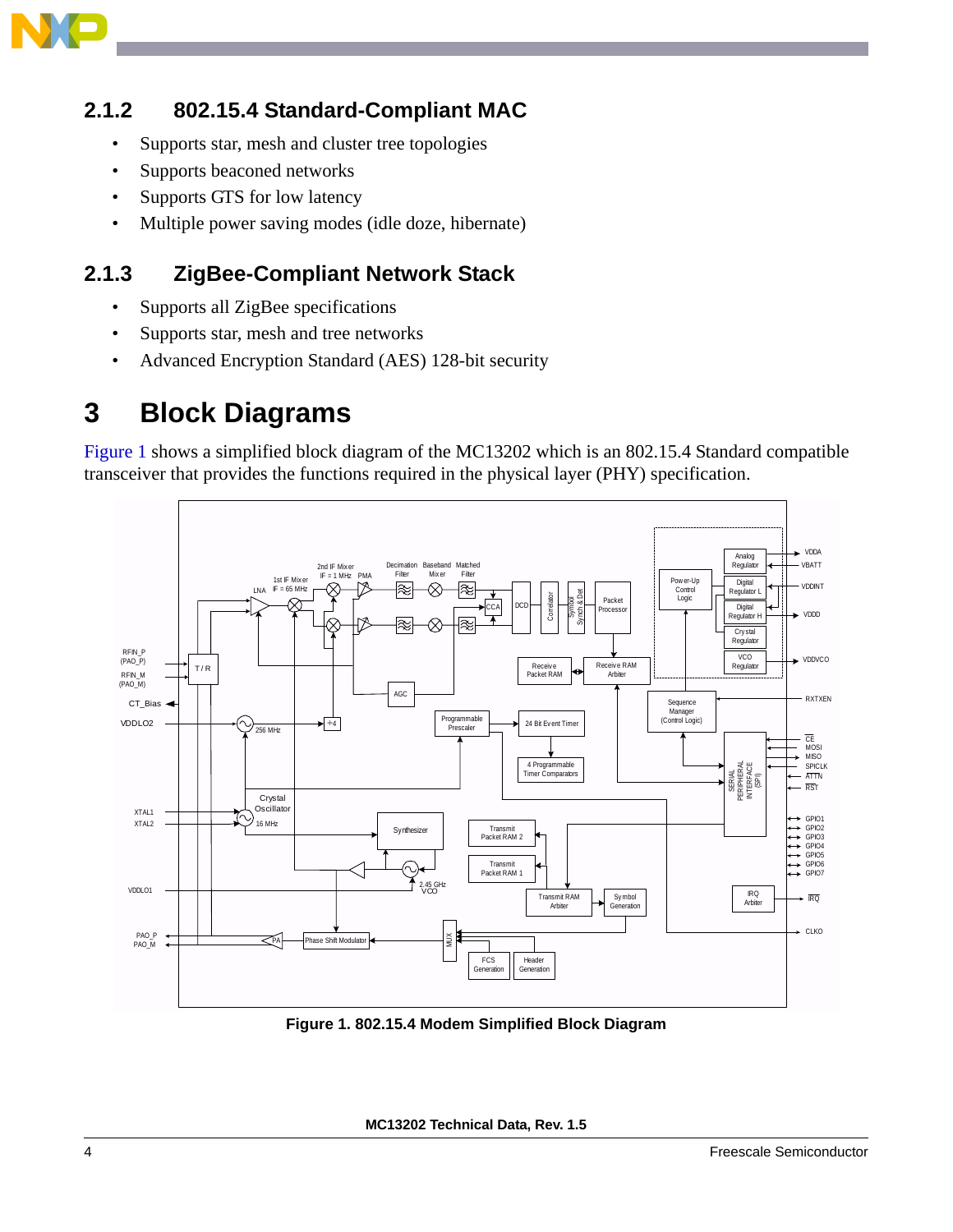### 2.1.2 802.15.4 Standard-Compliant MAC

- Supports star, mesh and cluster tree topologies
- Supports beaconed networks
- Supports GTS for low latency
- Multiple power saving modes (idle doze, hibernate)

### 2.1.3 ZigBee-Compliant Network Stack

- Supports all ZigBee specifications
- Supports star, mesh and tree networks
- Advanced Encryption Standard (AES) 128-bit security

## 3 Block Diagrams

Figure 1 shows a simplified block diagram of the MC13202 which is an 802.15.4 Standard compatible transceiver that provides the functions required in the physical layer (PHY) specification.

**Figure 1. 802.15.4 Modem Simplified Block Diagram**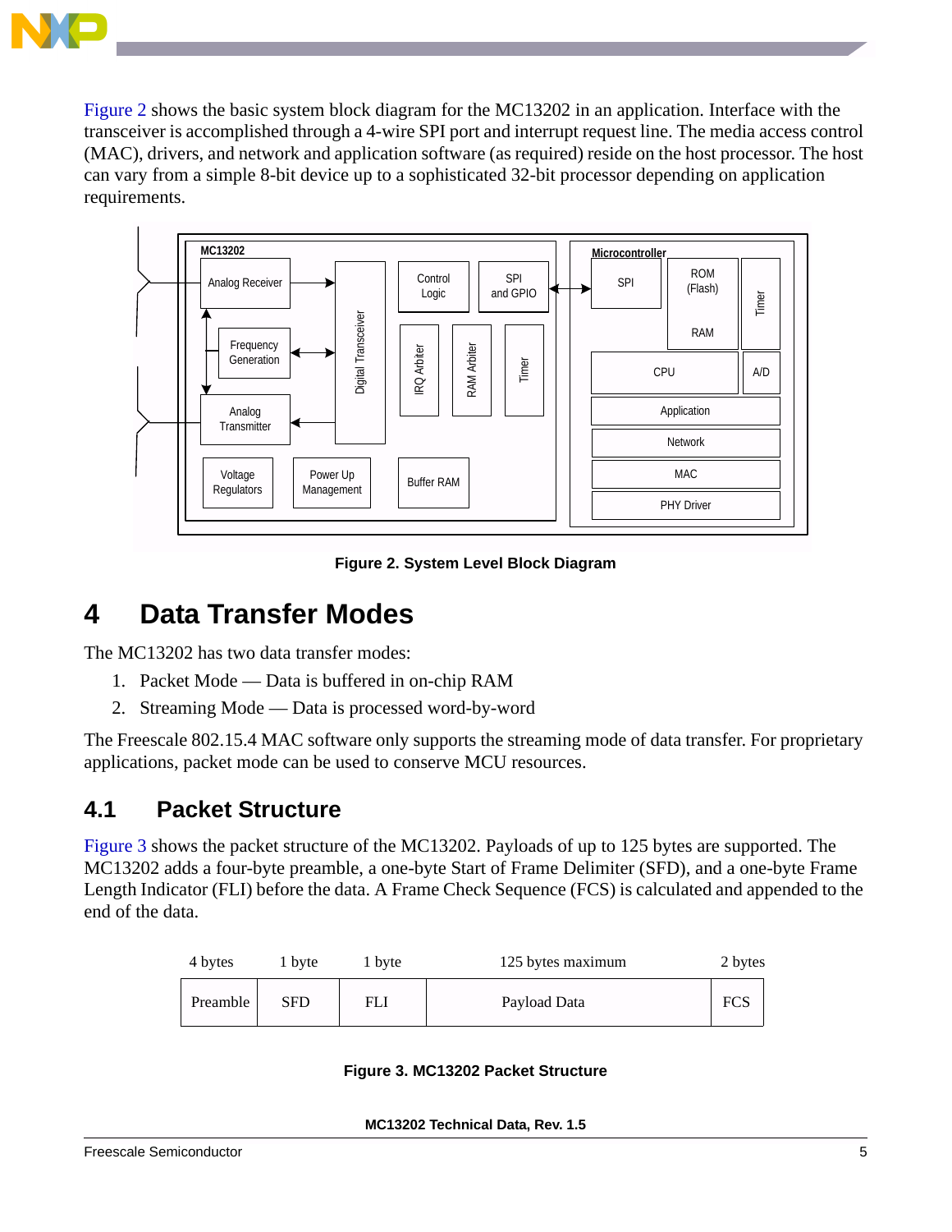Figure 2 shows the basic system block diagram for the MC13202 in an application. Interface with the transceiver is accomplished through a 4-wire SPI port and interrupt request line. The media access control (MAC), drivers, and network and application software (as required) reside on the host processor. The host can vary from a simple 8-bit device up to a sophisticated 32-bit processor depending on application requirements.

Figure 2. System Level Block Diagram

# 4 Data Transfer Modes

The MC13202 has two data transfer modes:

1. Packet Mode — Data is buffered in on-chip RAM
2. Streaming Mode — Data is processed word-by-word

The Freescale 802.15.4 MAC software only supports the streaming mode of data transfer. For proprietary applications, packet mode can be used to conserve MCU resources.

## 4.1 Packet Structure

Figure 3 shows the packet structure of the MC13202. Payloads of up to 125 bytes are supported. The MC13202 adds a four-byte preamble, a one-byte Start of Frame Delimiter (SFD), and a one-byte Frame Length Indicator (FLI) before the data. A Frame Check Sequence (FCS) is calculated and appended to the end of the data.

| 4 bytes | 1 byte | 1 byte | 125 bytes maximum | 2 bytes |
|---|---|---|---|---|
| Preamble | SFD | FLI | Payload Data | FCS |

Figure 3. MC13202 Packet Structure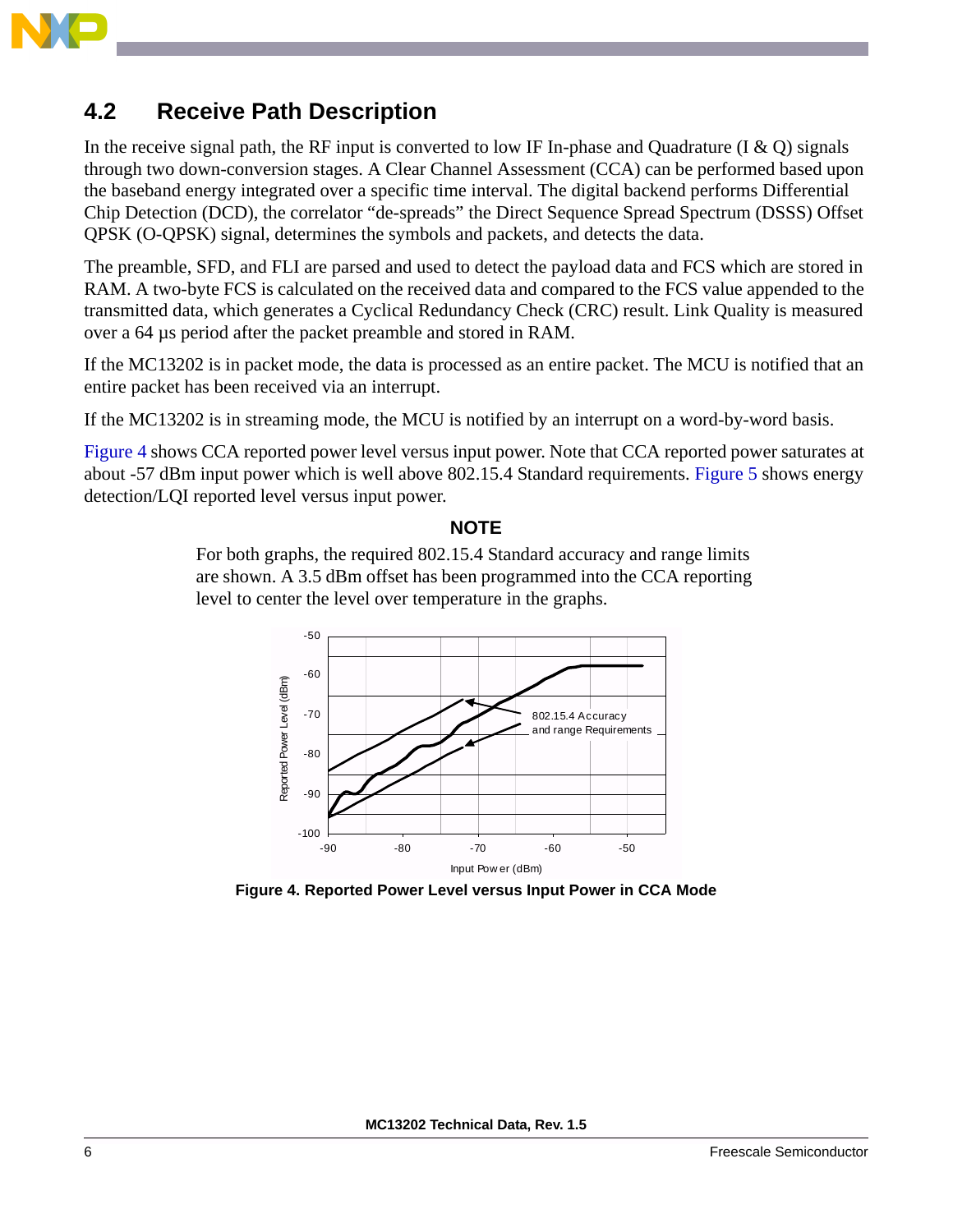## 4.2 Receive Path Description

In the receive signal path, the RF input is converted to low IF In-phase and Quadrature (I & Q) signals through two down-conversion stages. A Clear Channel Assessment (CCA) can be performed based upon the baseband energy integrated over a specific time interval. The digital backend performs Differential Chip Detection (DCD), the correlator "de-spreads" the Direct Sequence Spread Spectrum (DSSS) Offset QPSK (O-QPSK) signal, determines the symbols and packets, and detects the data.

The preamble, SFD, and FLI are parsed and used to detect the payload data and FCS which are stored in RAM. A two-byte FCS is calculated on the received data and compared to the FCS value appended to the transmitted data, which generates a Cyclical Redundancy Check (CRC) result. Link Quality is measured over a 64 µs period after the packet preamble and stored in RAM.

If the MC13202 is in packet mode, the data is processed as an entire packet. The MCU is notified that an entire packet has been received via an interrupt.

If the MC13202 is in streaming mode, the MCU is notified by an interrupt on a word-by-word basis.

Figure 4 shows CCA reported power level versus input power. Note that CCA reported power saturates at about -57 dBm input power which is well above 802.15.4 Standard requirements. Figure 5 shows energy detection/LQI reported level versus input power.

**NOTE**

For both graphs, the required 802.15.4 Standard accuracy and range limits are shown. A 3.5 dBm offset has been programmed into the CCA reporting level to center the level over temperature in the graphs.

**Figure 4. Reported Power Level versus Input Power in CCA Mode**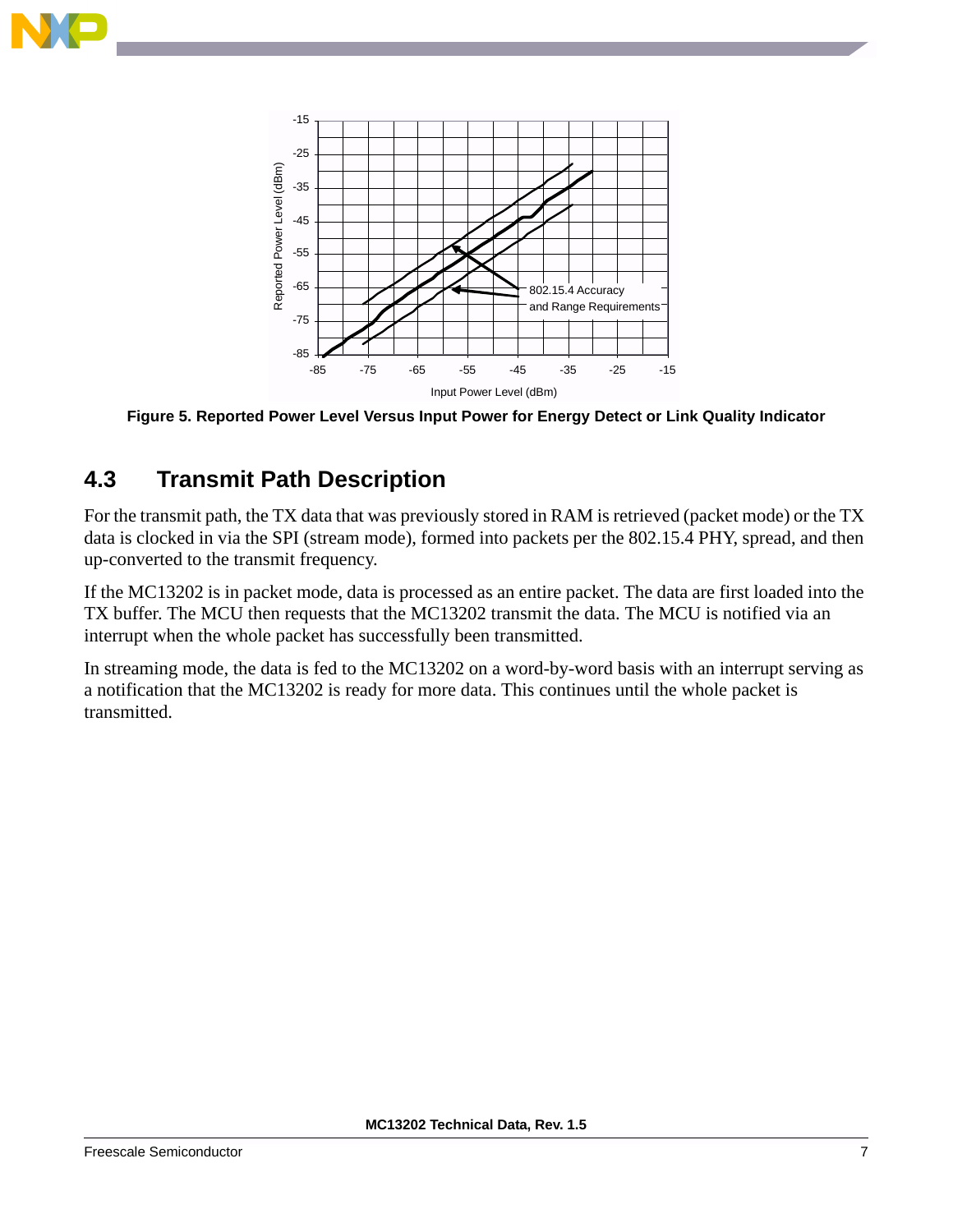Figure 5. Reported Power Level Versus Input Power for Energy Detect or Link Quality Indicator

## 4.3 Transmit Path Description

For the transmit path, the TX data that was previously stored in RAM is retrieved (packet mode) or the TX data is clocked in via the SPI (stream mode), formed into packets per the 802.15.4 PHY, spread, and then up-converted to the transmit frequency.

If the MC13202 is in packet mode, data is processed as an entire packet. The data are first loaded into the TX buffer. The MCU then requests that the MC13202 transmit the data. The MCU is notified via an interrupt when the whole packet has successfully been transmitted.

In streaming mode, the data is fed to the MC13202 on a word-by-word basis with an interrupt serving as a notification that the MC13202 is ready for more data. This continues until the whole packet is transmitted.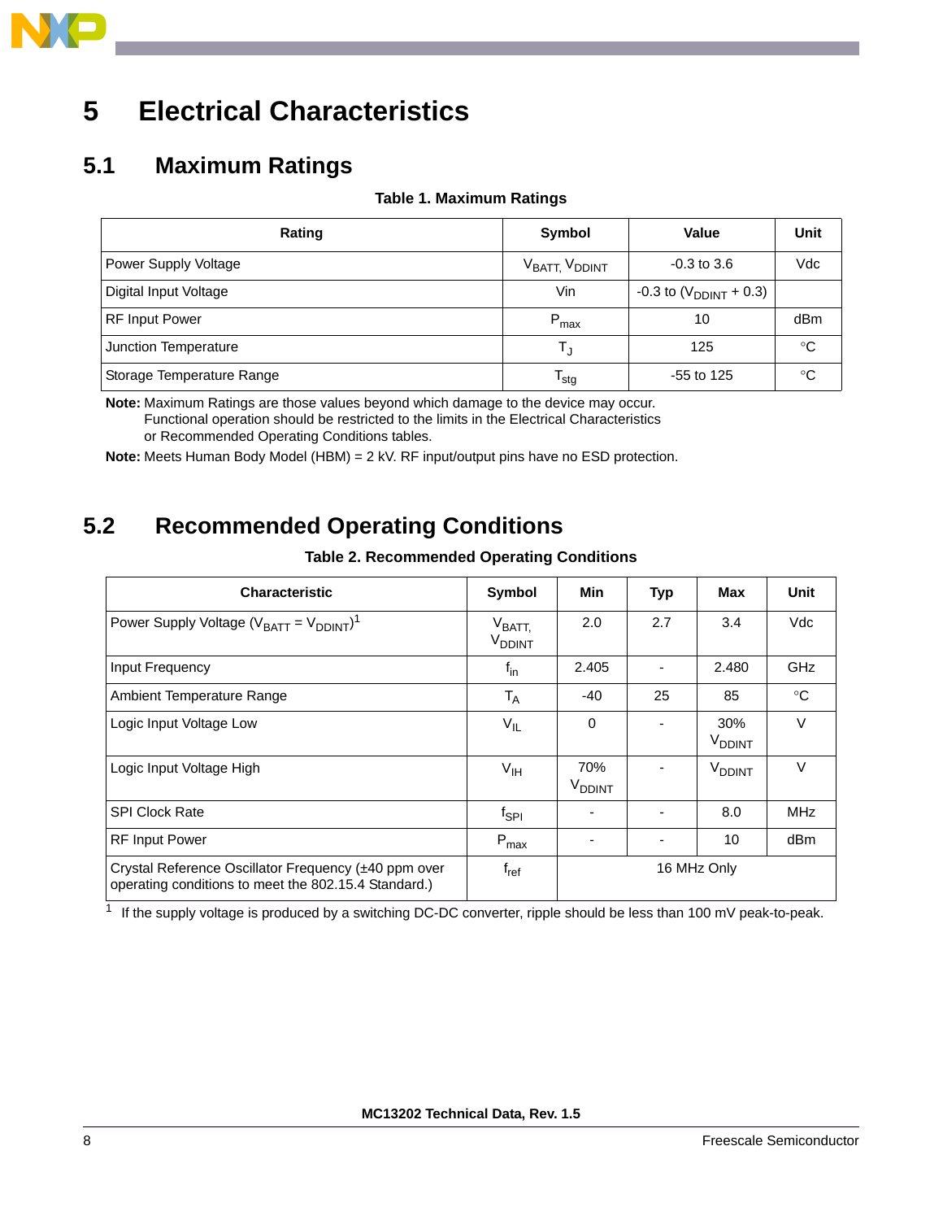# 5 Electrical Characteristics

## 5.1 Maximum Ratings

**Table 1. Maximum Ratings**

| Rating | Symbol | Value | Unit |
|---|---|---|---|
| Power Supply Voltage | $V_{BATT}$, $V_{DDINT}$ | -0.3 to 3.6 | Vdc |
| Digital Input Voltage | Vin | -0.3 to ($V_{DDINT}$ + 0.3) | |
| RF Input Power | $P_{max}$ | 10 | dBm |
| Junction Temperature | $T_J$ | 125 | °C |
| Storage Temperature Range | $T_{stg}$ | -55 to 125 | °C |

**Note:** Maximum Ratings are those values beyond which damage to the device may occur. Functional operation should be restricted to the limits in the Electrical Characteristics or Recommended Operating Conditions tables.

**Note:** Meets Human Body Model (HBM) = 2 kV. RF input/output pins have no ESD protection.

## 5.2 Recommended Operating Conditions

**Table 2. Recommended Operating Conditions**

| Characteristic | Symbol | Min | Typ | Max | Unit |
|---|---|---|---|---|---|
| Power Supply Voltage ($V_{BATT}$ = $V_{DDINT}$)[1] | $V_{BATT}$, $V_{DDINT}$ | 2.0 | 2.7 | 3.4 | Vdc |
| Input Frequency | $f_{in}$ | 2.405 | - | 2.480 | GHz |
| Ambient Temperature Range | $T_A$ | -40 | 25 | 85 | °C |
| Logic Input Voltage Low | $V_{IL}$ | 0 | - | 30% $V_{DDINT}$ | V |
| Logic Input Voltage High | $V_{IH}$ | 70% $V_{DDINT}$ | - | $V_{DDINT}$ | V |
| SPI Clock Rate | $f_{SPI}$ | - | - | 8.0 | MHz |
| RF Input Power | $P_{max}$ | - | - | 10 | dBm |
| Crystal Reference Oscillator Frequency (±40 ppm over operating conditions to meet the 802.15.4 Standard.) | $f_{ref}$ | 16 MHz Only | | | |

[1] If the supply voltage is produced by a switching DC-DC converter, ripple should be less than 100 mV peak-to-peak.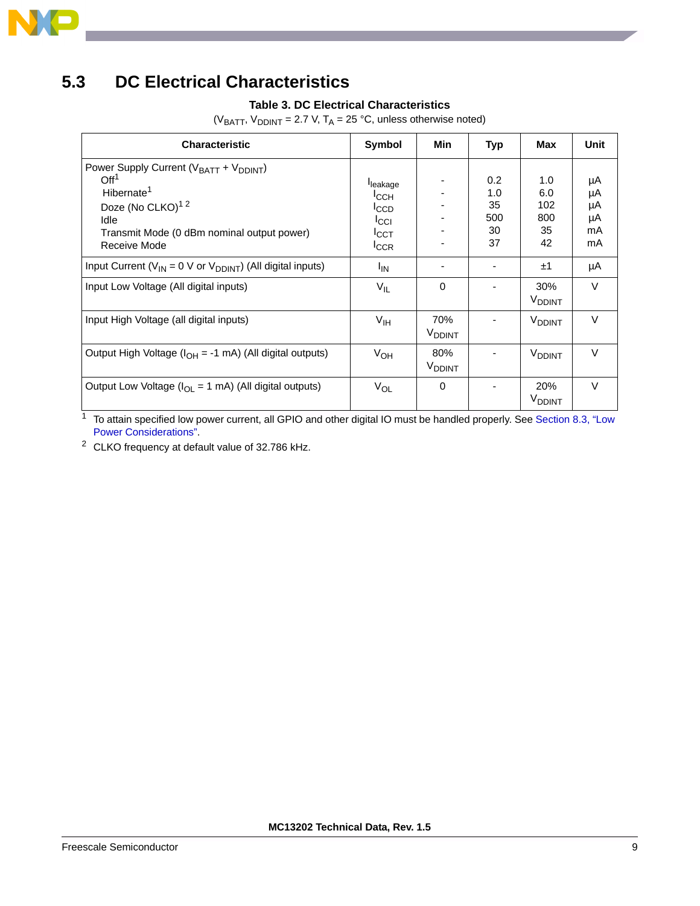## 5.3 DC Electrical Characteristics

**Table 3. DC Electrical Characteristics**

($V_{BATT}$, $V_{DDINT}$ = 2.7 V, $T_A$ = 25 °C, unless otherwise noted)

| Characteristic | Symbol | Min | Typ | Max | Unit |
|---|---|---|---|---|---|
| Power Supply Current ($V_{BATT}$ + $V_{DDINT}$) | | | | | |
| Off[1] | $I_{leakage}$ | - | 0.2 | 1.0 | µA |
| Hibernate[1] | $I_{CCH}$ | - | 1.0 | 6.0 | µA |
| Doze (No CLKO)[1 2] | $I_{CCD}$ | - | 35 | 102 | µA |
| Idle | $I_{CCI}$ | - | 500 | 800 | µA |
| Transmit Mode (0 dBm nominal output power) | $I_{CCT}$ | - | 30 | 35 | mA |
| Receive Mode | $I_{CCR}$ | - | 37 | 42 | mA |
| Input Current ($V_{IN}$ = 0 V or $V_{DDINT}$) (All digital inputs) | $I_{IN}$ | - | - | ±1 | µA |
| Input Low Voltage (All digital inputs) | $V_{IL}$ | 0 | - | 30% $V_{DDINT}$ | V |
| Input High Voltage (all digital inputs) | $V_{IH}$ | 70% $V_{DDINT}$ | - | $V_{DDINT}$ | V |
| Output High Voltage ($I_{OH}$ = -1 mA) (All digital outputs) | $V_{OH}$ | 80% $V_{DDINT}$ | - | $V_{DDINT}$ | V |
| Output Low Voltage ($I_{OL}$ = 1 mA) (All digital outputs) | $V_{OL}$ | 0 | - | 20% $V_{DDINT}$ | V |

[1] To attain specified low power current, all GPIO and other digital IO must be handled properly. See Section 8.3, "Low Power Considerations".

[2] CLKO frequency at default value of 32.786 kHz.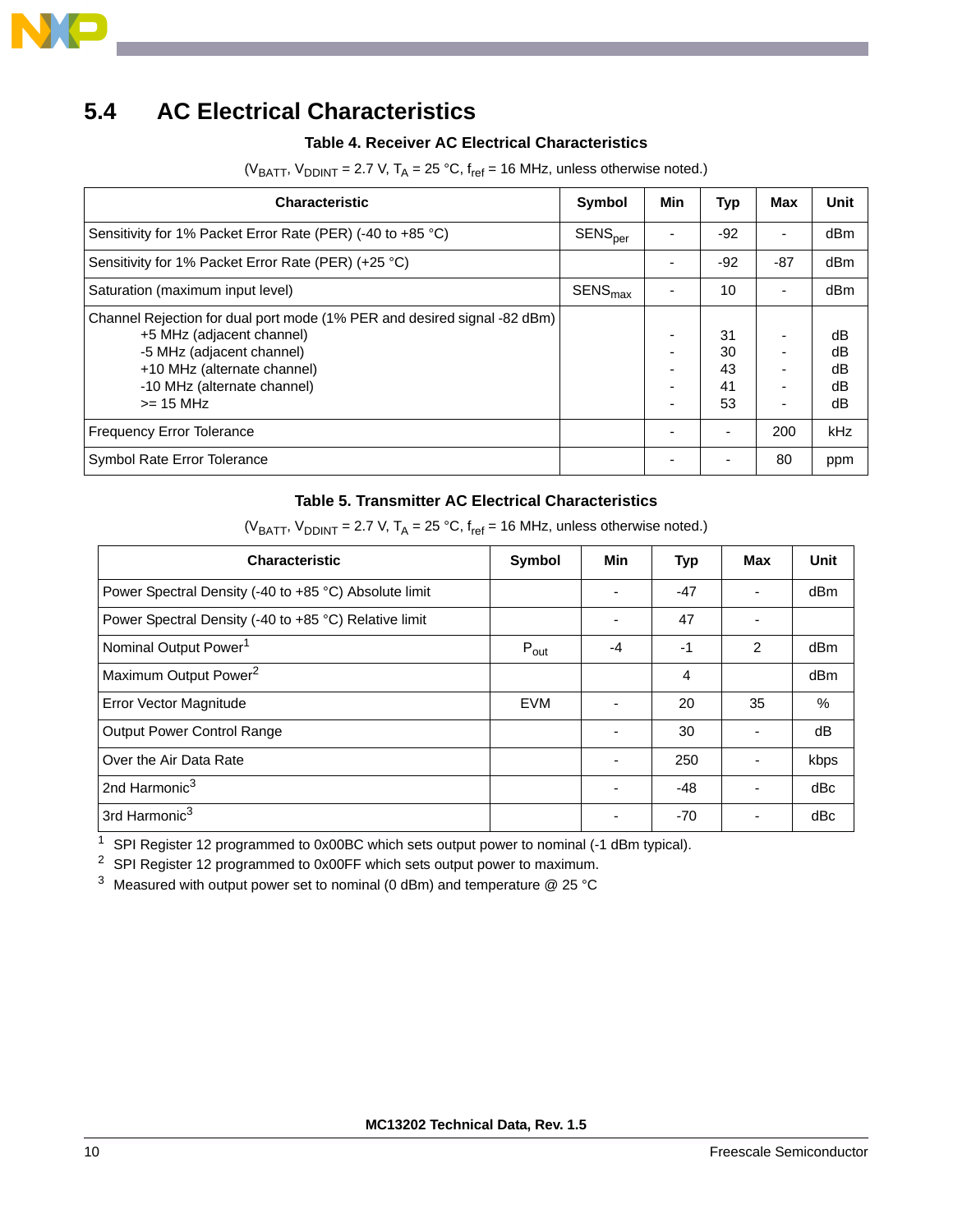## 5.4 AC Electrical Characteristics

**Table 4. Receiver AC Electrical Characteristics**

($V_{BATT}$, $V_{DDINT}$ = 2.7 V, $T_A$ = 25 °C, $f_{ref}$ = 16 MHz, unless otherwise noted.)

| Characteristic | Symbol | Min | Typ | Max | Unit |
|---|---|---|---|---|---|
| Sensitivity for 1% Packet Error Rate (PER) (-40 to +85 °C) | $SENS_{per}$ | - | -92 | - | dBm |
| Sensitivity for 1% Packet Error Rate (PER) (+25 °C) | | - | -92 | -87 | dBm |
| Saturation (maximum input level) | $SENS_{max}$ | - | 10 | - | dBm |
| Channel Rejection for dual port mode (1% PER and desired signal -82 dBm) | | | | | |
| +5 MHz (adjacent channel) | | - | 31 | - | dB |
| -5 MHz (adjacent channel) | | - | 30 | - | dB |
| +10 MHz (alternate channel) | | - | 43 | - | dB |
| -10 MHz (alternate channel) | | - | 41 | - | dB |
| >= 15 MHz | | - | 53 | - | dB |
| Frequency Error Tolerance | | - | - | 200 | kHz |
| Symbol Rate Error Tolerance | | - | - | 80 | ppm |

**Table 5. Transmitter AC Electrical Characteristics**

($V_{BATT}$, $V_{DDINT}$ = 2.7 V, $T_A$ = 25 °C, $f_{ref}$ = 16 MHz, unless otherwise noted.)

| Characteristic | Symbol | Min | Typ | Max | Unit |
|---|---|---|---|---|---|
| Power Spectral Density (-40 to +85 °C) Absolute limit | | - | -47 | - | dBm |
| Power Spectral Density (-40 to +85 °C) Relative limit | | - | 47 | - | |
| Nominal Output Power[1] | $P_{out}$ | -4 | -1 | 2 | dBm |
| Maximum Output Power[2] | | | 4 | | dBm |
| Error Vector Magnitude | EVM | - | 20 | 35 | % |
| Output Power Control Range | | - | 30 | - | dB |
| Over the Air Data Rate | | - | 250 | - | kbps |
| 2nd Harmonic[3] | | - | -48 | - | dBc |
| 3rd Harmonic[3] | | - | -70 | - | dBc |

[1] SPI Register 12 programmed to 0x00BC which sets output power to nominal (-1 dBm typical).

[2] SPI Register 12 programmed to 0x00FF which sets output power to maximum.

[3] Measured with output power set to nominal (0 dBm) and temperature @ 25 °C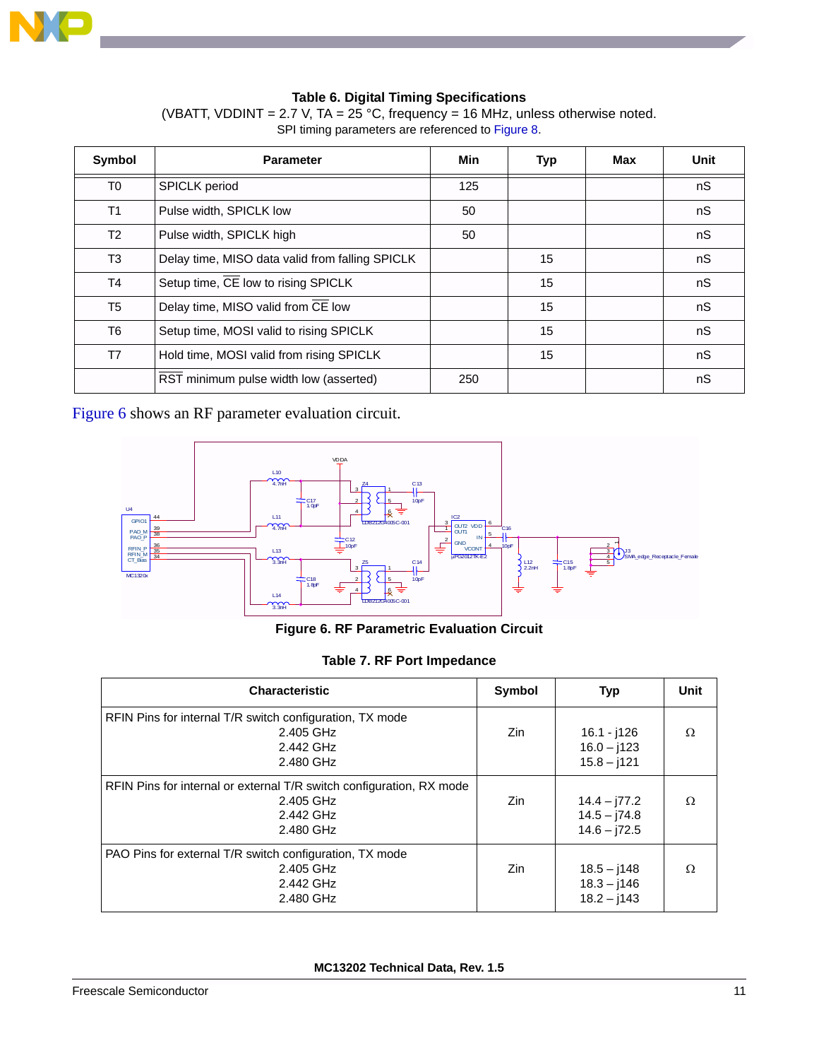**Table 6. Digital Timing Specifications**

(VBATT, VDDINT = 2.7 V, TA = 25 °C, frequency = 16 MHz, unless otherwise noted.
SPI timing parameters are referenced to Figure 8.

| Symbol | Parameter | Min | Typ | Max | Unit |
|---|---|---|---|---|---|
| T0 | SPICLK period | 125 | | | nS |
| T1 | Pulse width, SPICLK low | 50 | | | nS |
| T2 | Pulse width, SPICLK high | 50 | | | nS |
| T3 | Delay time, MISO data valid from falling SPICLK | | 15 | | nS |
| T4 | Setup time, $\overline{\text{CE}}$ low to rising SPICLK | | 15 | | nS |
| T5 | Delay time, MISO valid from $\overline{\text{CE}}$ low | | 15 | | nS |
| T6 | Setup time, MOSI valid to rising SPICLK | | 15 | | nS |
| T7 | Hold time, MOSI valid from rising SPICLK | | 15 | | nS |
| | $\overline{\text{RST}}$ minimum pulse width low (asserted) | 250 | | | nS |

Figure 6 shows an RF parameter evaluation circuit.

**Figure 6. RF Parametric Evaluation Circuit**

**Table 7. RF Port Impedance**

| Characteristic | Symbol | Typ | Unit |
|---|---|---|---|
| RFIN Pins for internal T/R switch configuration, TX mode<br>2.405 GHz<br>2.442 GHz<br>2.480 GHz | Zin | 16.1 - j126<br>16.0 – j123<br>15.8 – j121 | Ω |
| RFIN Pins for internal or external T/R switch configuration, RX mode<br>2.405 GHz<br>2.442 GHz<br>2.480 GHz | Zin | 14.4 – j77.2<br>14.5 – j74.8<br>14.6 – j72.5 | Ω |
| PAO Pins for external T/R switch configuration, TX mode<br>2.405 GHz<br>2.442 GHz<br>2.480 GHz | Zin | 18.5 – j148<br>18.3 – j146<br>18.2 – j143 | Ω |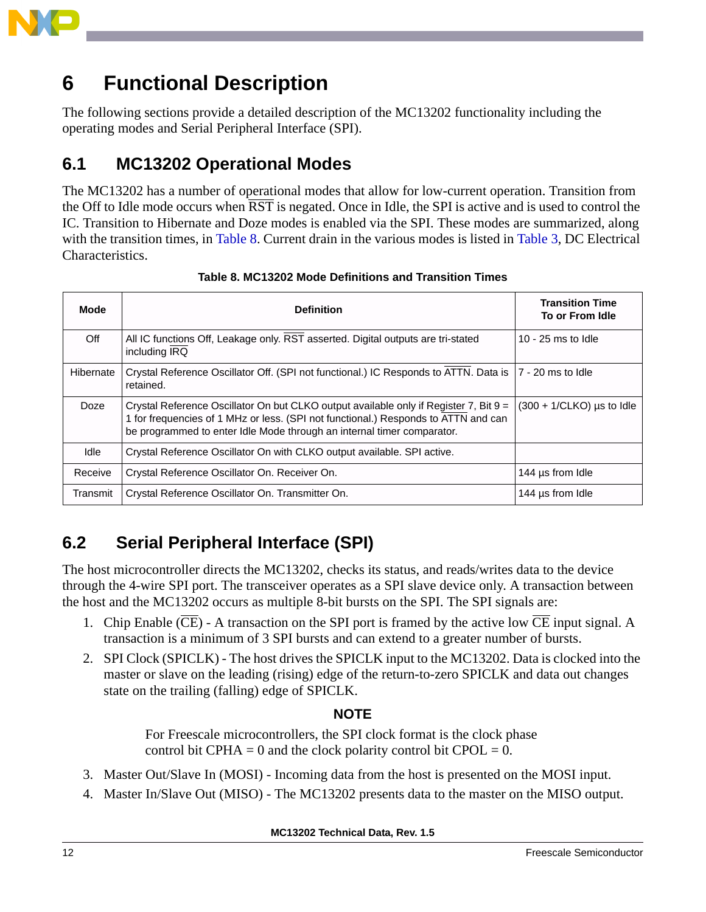# 6 Functional Description

The following sections provide a detailed description of the MC13202 functionality including the operating modes and Serial Peripheral Interface (SPI).

## 6.1 MC13202 Operational Modes

The MC13202 has a number of operational modes that allow for low-current operation. Transition from the Off to Idle mode occurs when $\overline{\text{RST}}$ is negated. Once in Idle, the SPI is active and is used to control the IC. Transition to Hibernate and Doze modes is enabled via the SPI. These modes are summarized, along with the transition times, in Table 8. Current drain in the various modes is listed in Table 3, DC Electrical Characteristics.

**Table 8. MC13202 Mode Definitions and Transition Times**

| Mode | Definition | Transition Time To or From Idle |
|---|---|---|
| Off | All IC functions Off, Leakage only. $\overline{\text{RST}}$ asserted. Digital outputs are tri-stated including $\overline{\text{IRQ}}$ | 10 - 25 ms to Idle |
| Hibernate | Crystal Reference Oscillator Off. (SPI not functional.) IC Responds to $\overline{\text{ATTN}}$. Data is retained. | 7 - 20 ms to Idle |
| Doze | Crystal Reference Oscillator On but CLKO output available only if Register 7, Bit 9 = 1 for frequencies of 1 MHz or less. (SPI not functional.) Responds to $\overline{\text{ATTN}}$ and can be programmed to enter Idle Mode through an internal timer comparator. | (300 + 1/CLKO) µs to Idle |
| Idle | Crystal Reference Oscillator On with CLKO output available. SPI active. | |
| Receive | Crystal Reference Oscillator On. Receiver On. | 144 µs from Idle |
| Transmit | Crystal Reference Oscillator On. Transmitter On. | 144 µs from Idle |

## 6.2 Serial Peripheral Interface (SPI)

The host microcontroller directs the MC13202, checks its status, and reads/writes data to the device through the 4-wire SPI port. The transceiver operates as a SPI slave device only. A transaction between the host and the MC13202 occurs as multiple 8-bit bursts on the SPI. The SPI signals are:

1. Chip Enable ($\overline{\text{CE}}$) - A transaction on the SPI port is framed by the active low $\overline{\text{CE}}$ input signal. A transaction is a minimum of 3 SPI bursts and can extend to a greater number of bursts.
2. SPI Clock (SPICLK) - The host drives the SPICLK input to the MC13202. Data is clocked into the master or slave on the leading (rising) edge of the return-to-zero SPICLK and data out changes state on the trailing (falling) edge of SPICLK.

**NOTE**

For Freescale microcontrollers, the SPI clock format is the clock phase control bit CPHA = 0 and the clock polarity control bit CPOL = 0.

3. Master Out/Slave In (MOSI) - Incoming data from the host is presented on the MOSI input.
4. Master In/Slave Out (MISO) - The MC13202 presents data to the master on the MISO output.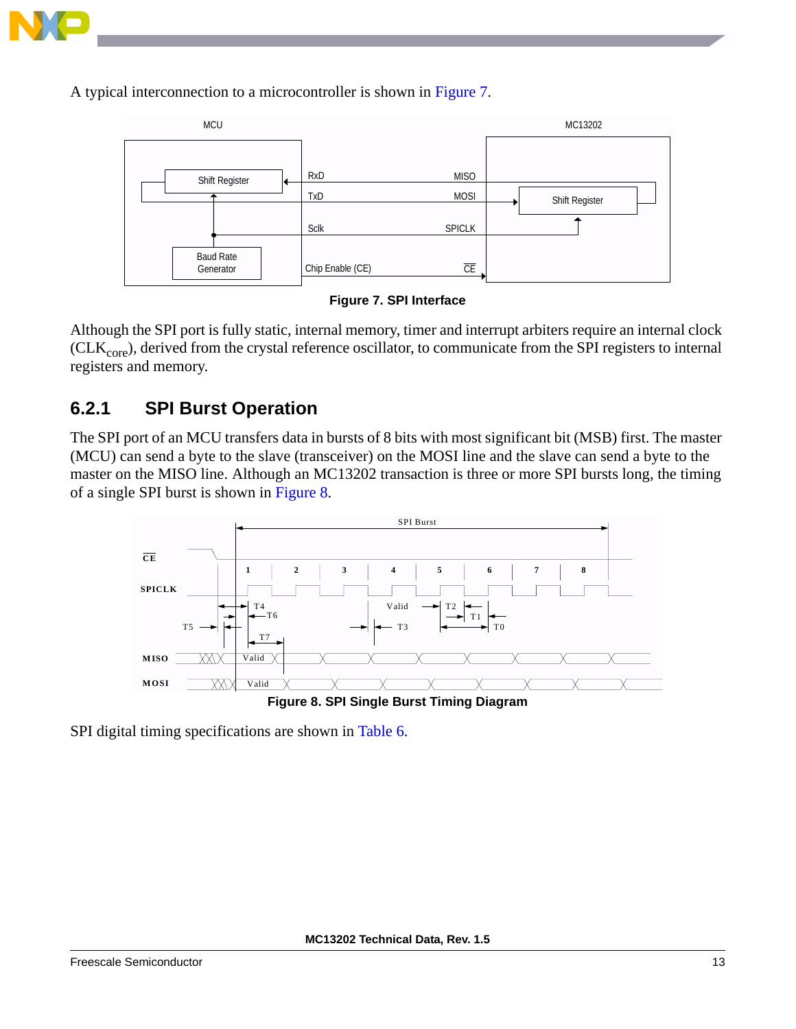A typical interconnection to a microcontroller is shown in Figure 7.

**Figure 7. SPI Interface**

Although the SPI port is fully static, internal memory, timer and interrupt arbiters require an internal clock ($CLK_{core}$), derived from the crystal reference oscillator, to communicate from the SPI registers to internal registers and memory.

### 6.2.1 SPI Burst Operation

The SPI port of an MCU transfers data in bursts of 8 bits with most significant bit (MSB) first. The master (MCU) can send a byte to the slave (transceiver) on the MOSI line and the slave can send a byte to the master on the MISO line. Although an MC13202 transaction is three or more SPI bursts long, the timing of a single SPI burst is shown in Figure 8.

**Figure 8. SPI Single Burst Timing Diagram**

SPI digital timing specifications are shown in Table 6.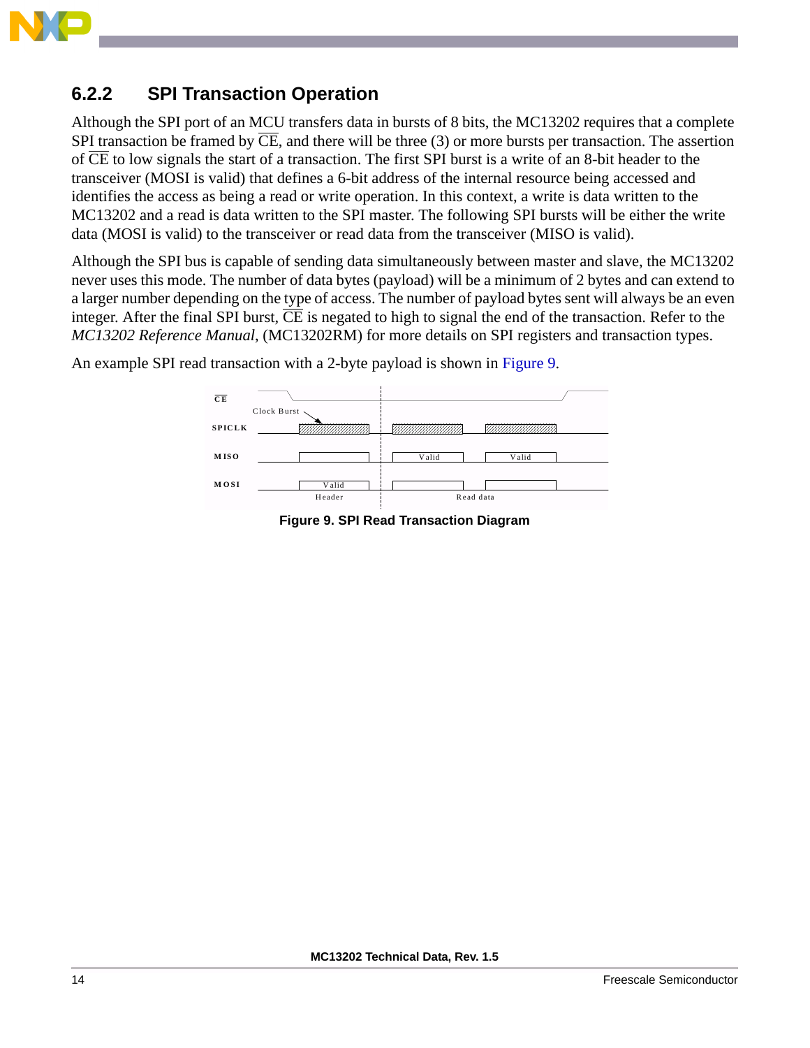### 6.2.2 SPI Transaction Operation

Although the SPI port of an MCU transfers data in bursts of 8 bits, the MC13202 requires that a complete SPI transaction be framed by $\overline{\text{CE}}$, and there will be three (3) or more bursts per transaction. The assertion of $\overline{\text{CE}}$ to low signals the start of a transaction. The first SPI burst is a write of an 8-bit header to the transceiver (MOSI is valid) that defines a 6-bit address of the internal resource being accessed and identifies the access as being a read or write operation. In this context, a write is data written to the MC13202 and a read is data written to the SPI master. The following SPI bursts will be either the write data (MOSI is valid) to the transceiver or read data from the transceiver (MISO is valid).

Although the SPI bus is capable of sending data simultaneously between master and slave, the MC13202 never uses this mode. The number of data bytes (payload) will be a minimum of 2 bytes and can extend to a larger number depending on the type of access. The number of payload bytes sent will always be an even integer. After the final SPI burst, $\overline{\text{CE}}$ is negated to high to signal the end of the transaction. Refer to the *MC13202 Reference Manual*, (MC13202RM) for more details on SPI registers and transaction types.

An example SPI read transaction with a 2-byte payload is shown in Figure 9.

CE
Clock Burst
SPICLK
MISO — Valid — Valid
MOSI — Valid
Header — Read data

**Figure 9. SPI Read Transaction Diagram**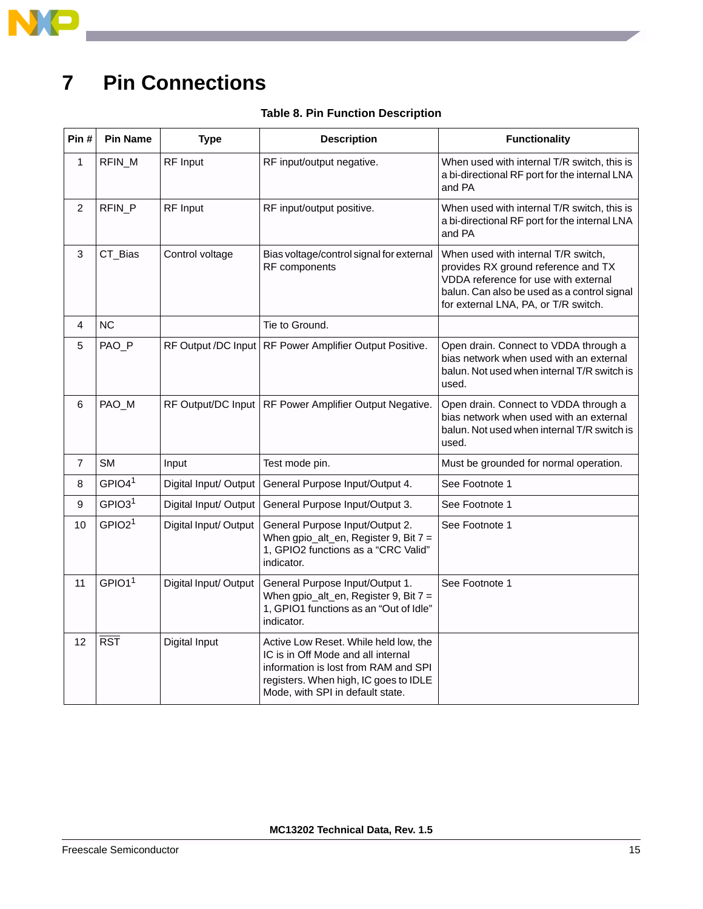# 7 Pin Connections

**Table 8. Pin Function Description**

| Pin # | Pin Name | Type | Description | Functionality |
|---|---|---|---|---|
| 1 | RFIN_M | RF Input | RF input/output negative. | When used with internal T/R switch, this is a bi-directional RF port for the internal LNA and PA |
| 2 | RFIN_P | RF Input | RF input/output positive. | When used with internal T/R switch, this is a bi-directional RF port for the internal LNA and PA |
| 3 | CT_Bias | Control voltage | Bias voltage/control signal for external RF components | When used with internal T/R switch, provides RX ground reference and TX VDDA reference for use with external balun. Can also be used as a control signal for external LNA, PA, or T/R switch. |
| 4 | NC | | Tie to Ground. | |
| 5 | PAO_P | RF Output /DC Input | RF Power Amplifier Output Positive. | Open drain. Connect to VDDA through a bias network when used with an external balun. Not used when internal T/R switch is used. |
| 6 | PAO_M | RF Output/DC Input | RF Power Amplifier Output Negative. | Open drain. Connect to VDDA through a bias network when used with an external balun. Not used when internal T/R switch is used. |
| 7 | SM | Input | Test mode pin. | Must be grounded for normal operation. |
| 8 | GPIO4[1] | Digital Input/ Output | General Purpose Input/Output 4. | See Footnote 1 |
| 9 | GPIO3[1] | Digital Input/ Output | General Purpose Input/Output 3. | See Footnote 1 |
| 10 | GPIO2[1] | Digital Input/ Output | General Purpose Input/Output 2. When gpio_alt_en, Register 9, Bit 7 = 1, GPIO2 functions as a “CRC Valid” indicator. | See Footnote 1 |
| 11 | GPIO1[1] | Digital Input/ Output | General Purpose Input/Output 1. When gpio_alt_en, Register 9, Bit 7 = 1, GPIO1 functions as an “Out of Idle” indicator. | See Footnote 1 |
| 12 | $\overline{\text{RST}}$ | Digital Input | Active Low Reset. While held low, the IC is in Off Mode and all internal information is lost from RAM and SPI registers. When high, IC goes to IDLE Mode, with SPI in default state. | |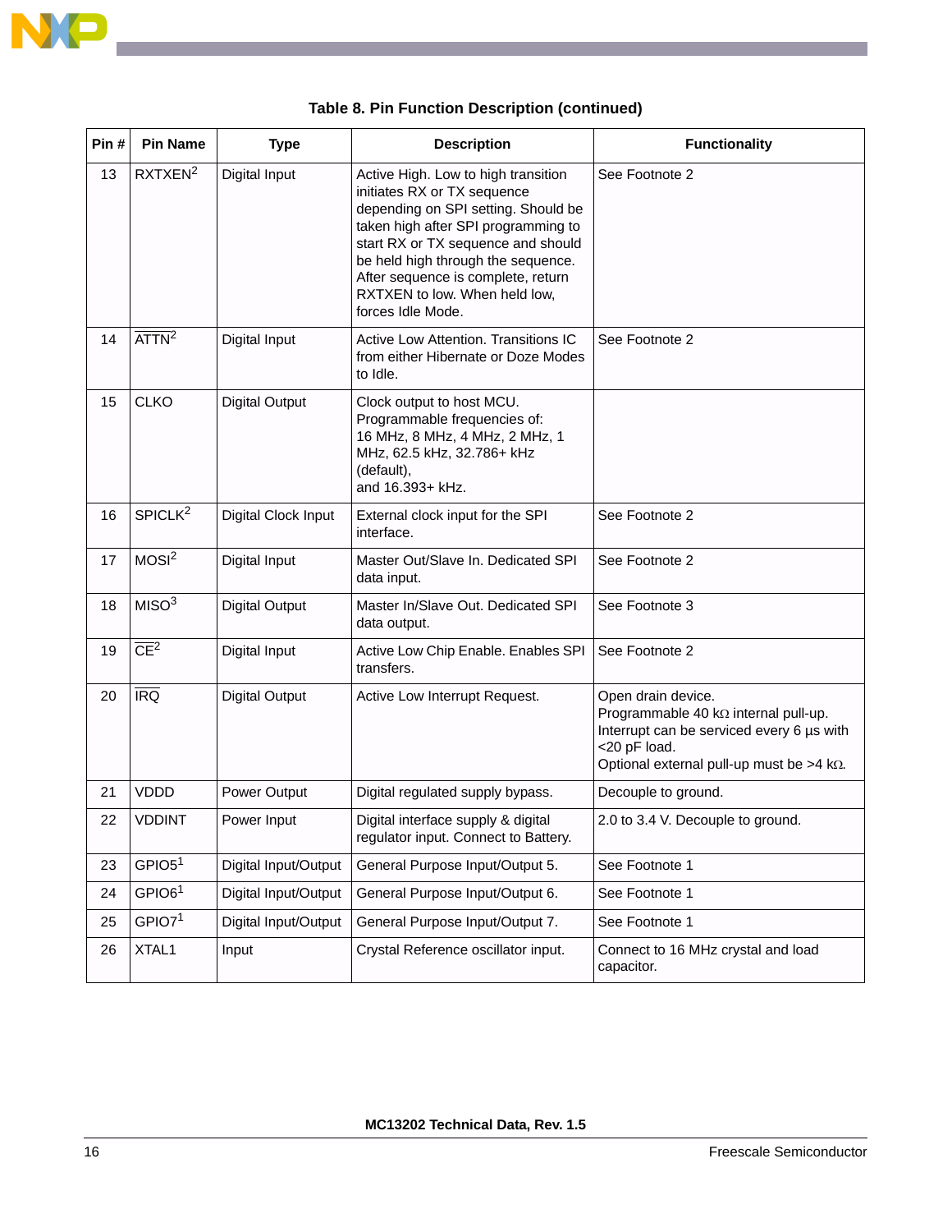**Table 8. Pin Function Description (continued)**

| Pin # | Pin Name | Type | Description | Functionality |
|---|---|---|---|---|
| 13 | RXTXEN[2] | Digital Input | Active High. Low to high transition initiates RX or TX sequence depending on SPI setting. Should be taken high after SPI programming to start RX or TX sequence and should be held high through the sequence. After sequence is complete, return RXTXEN to low. When held low, forces Idle Mode. | See Footnote 2 |
| 14 | $\overline{\text{ATTN}}$[2] | Digital Input | Active Low Attention. Transitions IC from either Hibernate or Doze Modes to Idle. | See Footnote 2 |
| 15 | CLKO | Digital Output | Clock output to host MCU. Programmable frequencies of: 16 MHz, 8 MHz, 4 MHz, 2 MHz, 1 MHz, 62.5 kHz, 32.786+ kHz (default), and 16.393+ kHz. | |
| 16 | SPICLK[2] | Digital Clock Input | External clock input for the SPI interface. | See Footnote 2 |
| 17 | MOSI[2] | Digital Input | Master Out/Slave In. Dedicated SPI data input. | See Footnote 2 |
| 18 | MISO[3] | Digital Output | Master In/Slave Out. Dedicated SPI data output. | See Footnote 3 |
| 19 | $\overline{\text{CE}}$[2] | Digital Input | Active Low Chip Enable. Enables SPI transfers. | See Footnote 2 |
| 20 | $\overline{\text{IRQ}}$ | Digital Output | Active Low Interrupt Request. | Open drain device. Programmable 40 kΩ internal pull-up. Interrupt can be serviced every 6 µs with <20 pF load. Optional external pull-up must be >4 kΩ. |
| 21 | VDDD | Power Output | Digital regulated supply bypass. | Decouple to ground. |
| 22 | VDDINT | Power Input | Digital interface supply & digital regulator input. Connect to Battery. | 2.0 to 3.4 V. Decouple to ground. |
| 23 | GPIO5[1] | Digital Input/Output | General Purpose Input/Output 5. | See Footnote 1 |
| 24 | GPIO6[1] | Digital Input/Output | General Purpose Input/Output 6. | See Footnote 1 |
| 25 | GPIO7[1] | Digital Input/Output | General Purpose Input/Output 7. | See Footnote 1 |
| 26 | XTAL1 | Input | Crystal Reference oscillator input. | Connect to 16 MHz crystal and load capacitor. |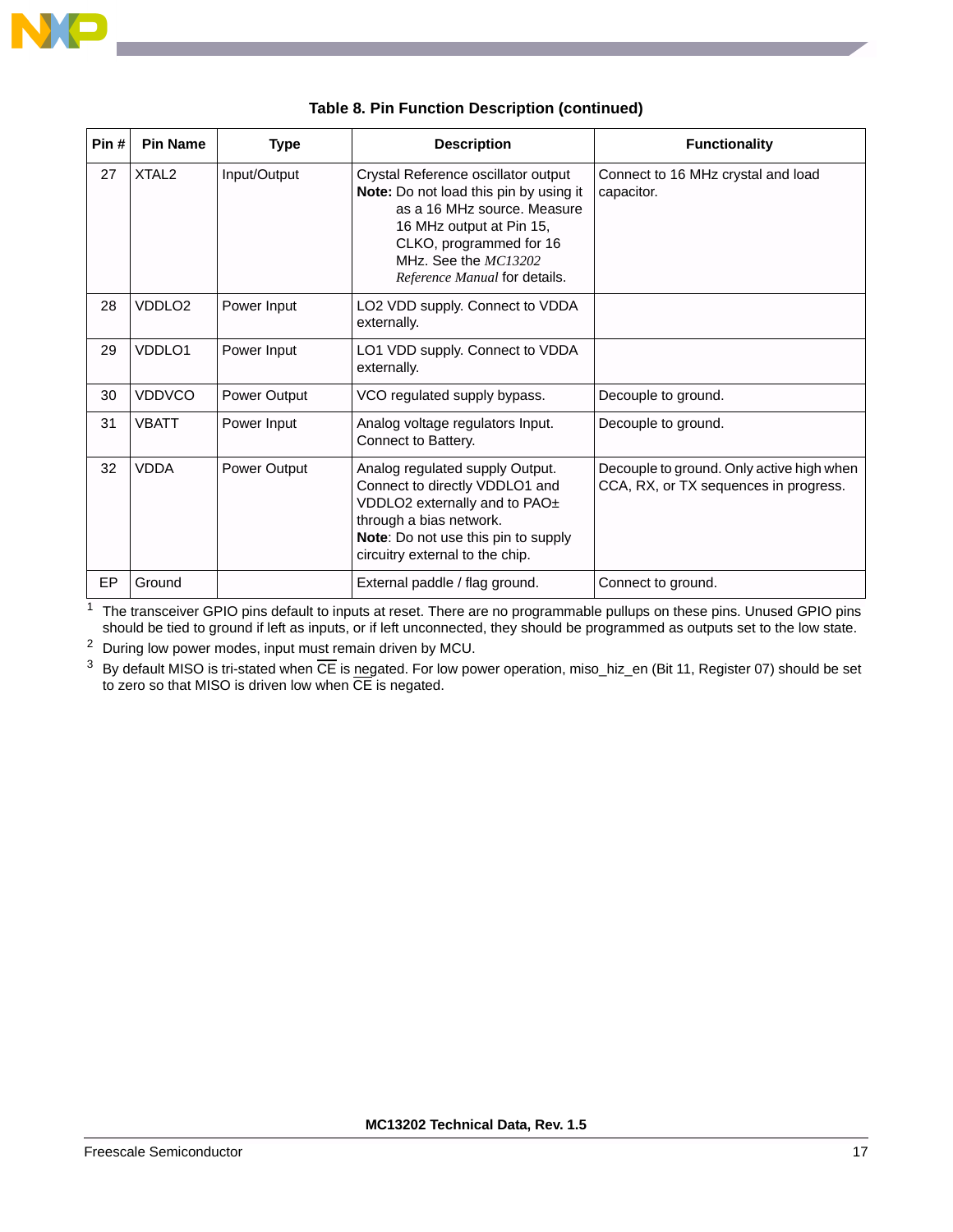**Table 8. Pin Function Description (continued)**

| Pin # | Pin Name | Type | Description | Functionality |
|---|---|---|---|---|
| 27 | XTAL2 | Input/Output | Crystal Reference oscillator output **Note:** Do not load this pin by using it as a 16 MHz source. Measure 16 MHz output at Pin 15, CLKO, programmed for 16 MHz. See the *MC13202 Reference Manual* for details. | Connect to 16 MHz crystal and load capacitor. |
| 28 | VDDLO2 | Power Input | LO2 VDD supply. Connect to VDDA externally. | |
| 29 | VDDLO1 | Power Input | LO1 VDD supply. Connect to VDDA externally. | |
| 30 | VDDVCO | Power Output | VCO regulated supply bypass. | Decouple to ground. |
| 31 | VBATT | Power Input | Analog voltage regulators Input. Connect to Battery. | Decouple to ground. |
| 32 | VDDA | Power Output | Analog regulated supply Output. Connect to directly VDDLO1 and VDDLO2 externally and to PAO± through a bias network. **Note**: Do not use this pin to supply circuitry external to the chip. | Decouple to ground. Only active high when CCA, RX, or TX sequences in progress. |
| EP | Ground | | External paddle / flag ground. | Connect to ground. |

[1] The transceiver GPIO pins default to inputs at reset. There are no programmable pullups on these pins. Unused GPIO pins should be tied to ground if left as inputs, or if left unconnected, they should be programmed as outputs set to the low state.

[2] During low power modes, input must remain driven by MCU.

[3] By default MISO is tri-stated when $\overline{\text{CE}}$ is negated. For low power operation, miso_hiz_en (Bit 11, Register 07) should be set to zero so that MISO is driven low when $\overline{\text{CE}}$ is negated.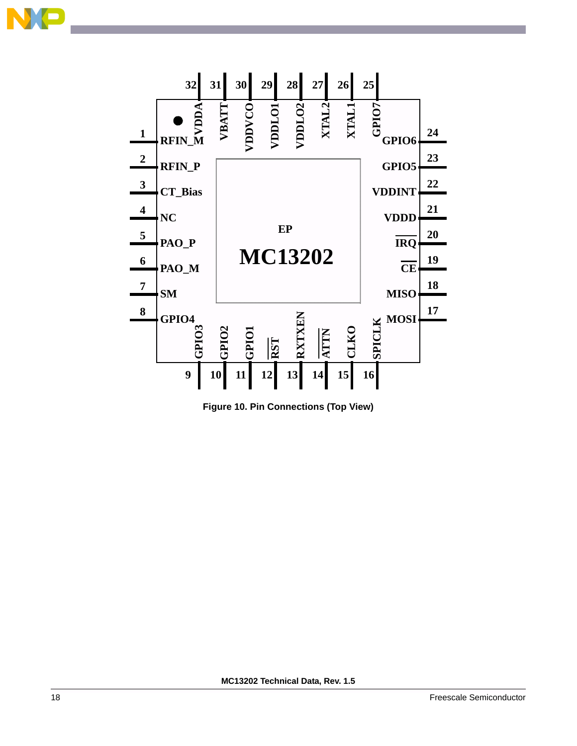| Pin | Name |
| --- | --- |
| 1 | RFIN_M |
| 2 | RFIN_P |
| 3 | CT_Bias |
| 4 | NC |
| 5 | PAO_P |
| 6 | PAO_M |
| 7 | SM |
| 8 | GPIO4 |
| 9 | GPIO3 |
| 10 | GPIO2 |
| 11 | GPIO1 |
| 12 | $\overline{\text{RST}}$ |
| 13 | RXTXEN |
| 14 | $\overline{\text{ATTN}}$ |
| 15 | CLKO |
| 16 | SPICLK |
| 17 | MOSI |
| 18 | MISO |
| 19 | $\overline{\text{CE}}$ |
| 20 | $\overline{\text{IRQ}}$ |
| 21 | VDDD |
| 22 | VDDINT |
| 23 | GPIO5 |
| 24 | GPIO6 |
| 25 | GPIO7 |
| 26 | XTAL1 |
| 27 | XTAL2 |
| 28 | VDDLO2 |
| 29 | VDDLO1 |
| 30 | VDDVCO |
| 31 | VBATT |
| 32 | VDDA |

EP

MC13202

**Figure 10. Pin Connections (Top View)**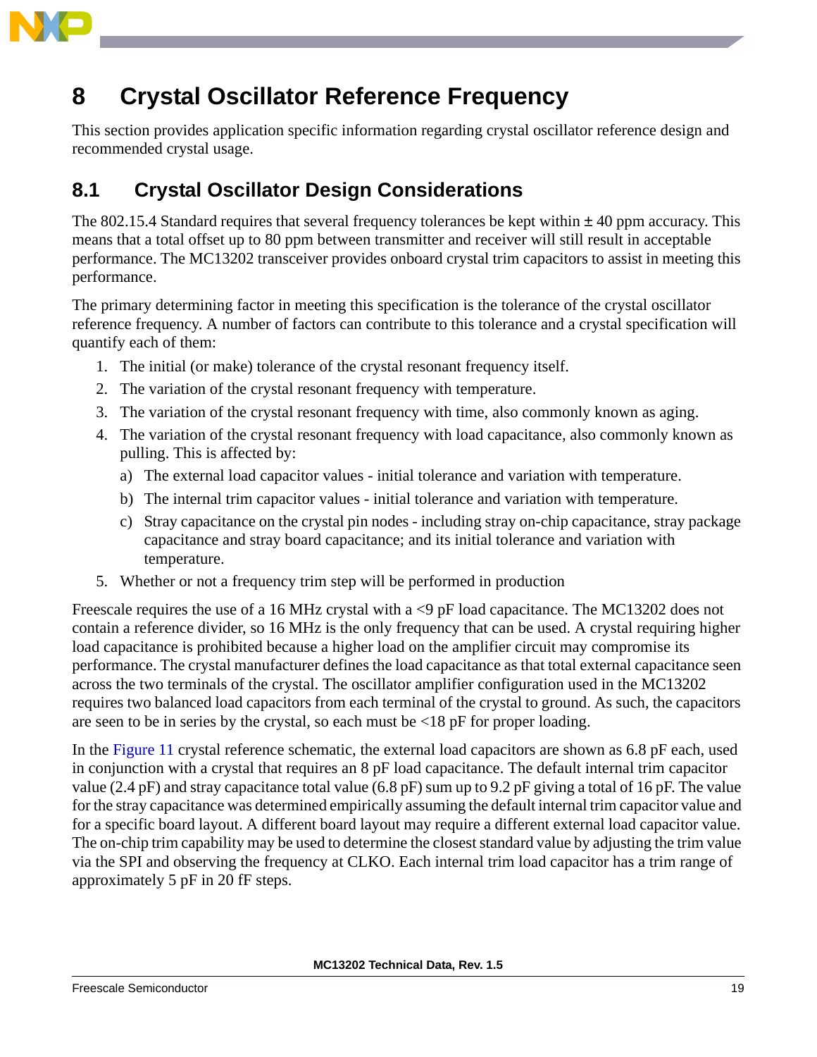# 8 Crystal Oscillator Reference Frequency

This section provides application specific information regarding crystal oscillator reference design and recommended crystal usage.

## 8.1 Crystal Oscillator Design Considerations

The 802.15.4 Standard requires that several frequency tolerances be kept within ± 40 ppm accuracy. This means that a total offset up to 80 ppm between transmitter and receiver will still result in acceptable performance. The MC13202 transceiver provides onboard crystal trim capacitors to assist in meeting this performance.

The primary determining factor in meeting this specification is the tolerance of the crystal oscillator reference frequency. A number of factors can contribute to this tolerance and a crystal specification will quantify each of them:

1. The initial (or make) tolerance of the crystal resonant frequency itself.
2. The variation of the crystal resonant frequency with temperature.
3. The variation of the crystal resonant frequency with time, also commonly known as aging.
4. The variation of the crystal resonant frequency with load capacitance, also commonly known as pulling. This is affected by:
   a) The external load capacitor values - initial tolerance and variation with temperature.
   b) The internal trim capacitor values - initial tolerance and variation with temperature.
   c) Stray capacitance on the crystal pin nodes - including stray on-chip capacitance, stray package capacitance and stray board capacitance; and its initial tolerance and variation with temperature.
5. Whether or not a frequency trim step will be performed in production

Freescale requires the use of a 16 MHz crystal with a <9 pF load capacitance. The MC13202 does not contain a reference divider, so 16 MHz is the only frequency that can be used. A crystal requiring higher load capacitance is prohibited because a higher load on the amplifier circuit may compromise its performance. The crystal manufacturer defines the load capacitance as that total external capacitance seen across the two terminals of the crystal. The oscillator amplifier configuration used in the MC13202 requires two balanced load capacitors from each terminal of the crystal to ground. As such, the capacitors are seen to be in series by the crystal, so each must be <18 pF for proper loading.

In the Figure 11 crystal reference schematic, the external load capacitors are shown as 6.8 pF each, used in conjunction with a crystal that requires an 8 pF load capacitance. The default internal trim capacitor value (2.4 pF) and stray capacitance total value (6.8 pF) sum up to 9.2 pF giving a total of 16 pF. The value for the stray capacitance was determined empirically assuming the default internal trim capacitor value and for a specific board layout. A different board layout may require a different external load capacitor value. The on-chip trim capability may be used to determine the closest standard value by adjusting the trim value via the SPI and observing the frequency at CLKO. Each internal trim load capacitor has a trim range of approximately 5 pF in 20 fF steps.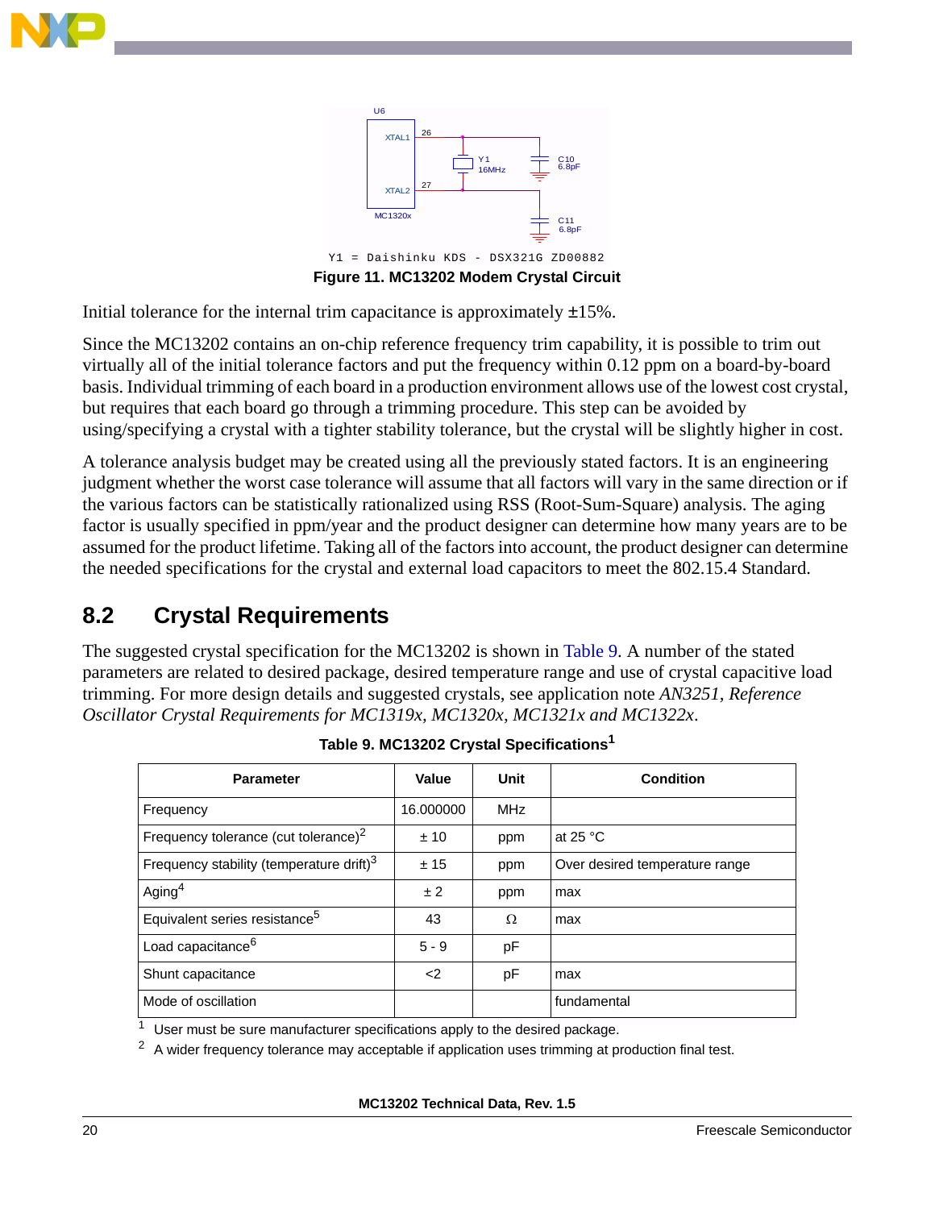Y1 = Daishinku KDS - DSX321G ZD00882

**Figure 11. MC13202 Modem Crystal Circuit**

Initial tolerance for the internal trim capacitance is approximately ±15%.

Since the MC13202 contains an on-chip reference frequency trim capability, it is possible to trim out virtually all of the initial tolerance factors and put the frequency within 0.12 ppm on a board-by-board basis. Individual trimming of each board in a production environment allows use of the lowest cost crystal, but requires that each board go through a trimming procedure. This step can be avoided by using/specifying a crystal with a tighter stability tolerance, but the crystal will be slightly higher in cost.

A tolerance analysis budget may be created using all the previously stated factors. It is an engineering judgment whether the worst case tolerance will assume that all factors will vary in the same direction or if the various factors can be statistically rationalized using RSS (Root-Sum-Square) analysis. The aging factor is usually specified in ppm/year and the product designer can determine how many years are to be assumed for the product lifetime. Taking all of the factors into account, the product designer can determine the needed specifications for the crystal and external load capacitors to meet the 802.15.4 Standard.

## 8.2 Crystal Requirements

The suggested crystal specification for the MC13202 is shown in Table 9. A number of the stated parameters are related to desired package, desired temperature range and use of crystal capacitive load trimming. For more design details and suggested crystals, see application note *AN3251, Reference Oscillator Crystal Requirements for MC1319x, MC1320x, MC1321x and MC1322x*.

**Table 9. MC13202 Crystal Specifications[1]**

| Parameter | Value | Unit | Condition |
|---|---|---|---|
| Frequency | 16.000000 | MHz | |
| Frequency tolerance (cut tolerance)[2] | ± 10 | ppm | at 25 °C |
| Frequency stability (temperature drift)[3] | ± 15 | ppm | Over desired temperature range |
| Aging[4] | ± 2 | ppm | max |
| Equivalent series resistance[5] | 43 | Ω | max |
| Load capacitance[6] | 5 - 9 | pF | |
| Shunt capacitance | <2 | pF | max |
| Mode of oscillation | | | fundamental |

[1] User must be sure manufacturer specifications apply to the desired package.

[2] A wider frequency tolerance may acceptable if application uses trimming at production final test.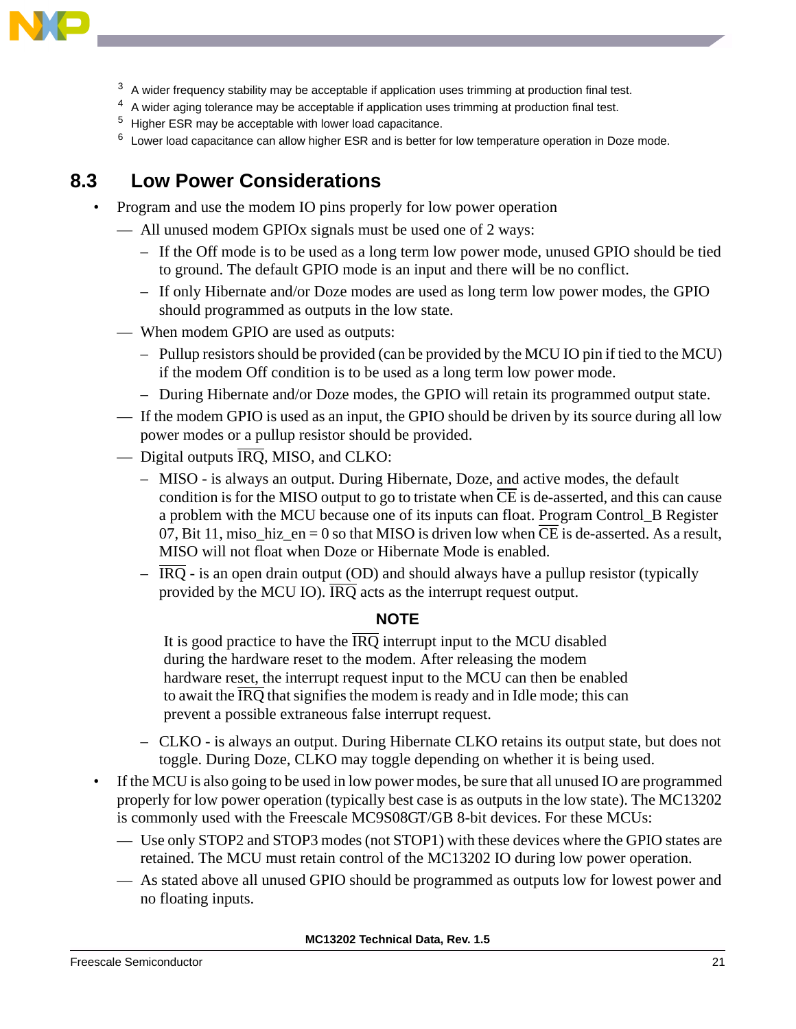[3] A wider frequency stability may be acceptable if application uses trimming at production final test.

[4] A wider aging tolerance may be acceptable if application uses trimming at production final test.

[5] Higher ESR may be acceptable with lower load capacitance.

[6] Lower load capacitance can allow higher ESR and is better for low temperature operation in Doze mode.

## 8.3 Low Power Considerations

- Program and use the modem IO pins properly for low power operation
  - All unused modem GPIOx signals must be used one of 2 ways:
    - If the Off mode is to be used as a long term low power mode, unused GPIO should be tied to ground. The default GPIO mode is an input and there will be no conflict.
    - If only Hibernate and/or Doze modes are used as long term low power modes, the GPIO should programmed as outputs in the low state.
  - When modem GPIO are used as outputs:
    - Pullup resistors should be provided (can be provided by the MCU IO pin if tied to the MCU) if the modem Off condition is to be used as a long term low power mode.
    - During Hibernate and/or Doze modes, the GPIO will retain its programmed output state.
  - If the modem GPIO is used as an input, the GPIO should be driven by its source during all low power modes or a pullup resistor should be provided.
  - Digital outputs $\overline{\text{IRQ}}$, MISO, and CLKO:
    - MISO - is always an output. During Hibernate, Doze, and active modes, the default condition is for the MISO output to go to tristate when $\overline{\text{CE}}$ is de-asserted, and this can cause a problem with the MCU because one of its inputs can float. Program Control_B Register 07, Bit 11, miso_hiz_en = 0 so that MISO is driven low when $\overline{\text{CE}}$ is de-asserted. As a result, MISO will not float when Doze or Hibernate Mode is enabled.
    - $\overline{\text{IRQ}}$ - is an open drain output (OD) and should always have a pullup resistor (typically provided by the MCU IO). $\overline{\text{IRQ}}$ acts as the interrupt request output.

**NOTE**

It is good practice to have the $\overline{\text{IRQ}}$ interrupt input to the MCU disabled during the hardware reset to the modem. After releasing the modem hardware reset, the interrupt request input to the MCU can then be enabled to await the $\overline{\text{IRQ}}$ that signifies the modem is ready and in Idle mode; this can prevent a possible extraneous false interrupt request.

    - CLKO - is always an output. During Hibernate CLKO retains its output state, but does not toggle. During Doze, CLKO may toggle depending on whether it is being used.
- If the MCU is also going to be used in low power modes, be sure that all unused IO are programmed properly for low power operation (typically best case is as outputs in the low state). The MC13202 is commonly used with the Freescale MC9S08GT/GB 8-bit devices. For these MCUs:
  - Use only STOP2 and STOP3 modes (not STOP1) with these devices where the GPIO states are retained. The MCU must retain control of the MC13202 IO during low power operation.
  - As stated above all unused GPIO should be programmed as outputs low for lowest power and no floating inputs.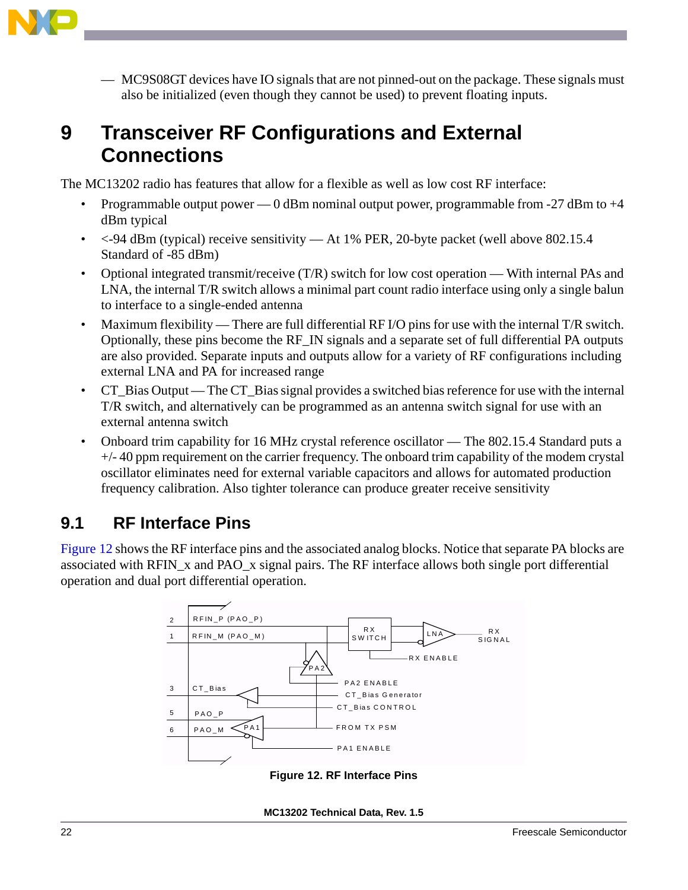— MC9S08GT devices have IO signals that are not pinned-out on the package. These signals must also be initialized (even though they cannot be used) to prevent floating inputs.

# 9 Transceiver RF Configurations and External Connections

The MC13202 radio has features that allow for a flexible as well as low cost RF interface:

- Programmable output power — 0 dBm nominal output power, programmable from -27 dBm to +4 dBm typical
- <-94 dBm (typical) receive sensitivity — At 1% PER, 20-byte packet (well above 802.15.4 Standard of -85 dBm)
- Optional integrated transmit/receive (T/R) switch for low cost operation — With internal PAs and LNA, the internal T/R switch allows a minimal part count radio interface using only a single balun to interface to a single-ended antenna
- Maximum flexibility — There are full differential RF I/O pins for use with the internal T/R switch. Optionally, these pins become the RF_IN signals and a separate set of full differential PA outputs are also provided. Separate inputs and outputs allow for a variety of RF configurations including external LNA and PA for increased range
- CT_Bias Output — The CT_Bias signal provides a switched bias reference for use with the internal T/R switch, and alternatively can be programmed as an antenna switch signal for use with an external antenna switch
- Onboard trim capability for 16 MHz crystal reference oscillator — The 802.15.4 Standard puts a +/- 40 ppm requirement on the carrier frequency. The onboard trim capability of the modem crystal oscillator eliminates need for external variable capacitors and allows for automated production frequency calibration. Also tighter tolerance can produce greater receive sensitivity

## 9.1 RF Interface Pins

Figure 12 shows the RF interface pins and the associated analog blocks. Notice that separate PA blocks are associated with RFIN_x and PAO_x signal pairs. The RF interface allows both single port differential operation and dual port differential operation.

Figure 12. RF Interface Pins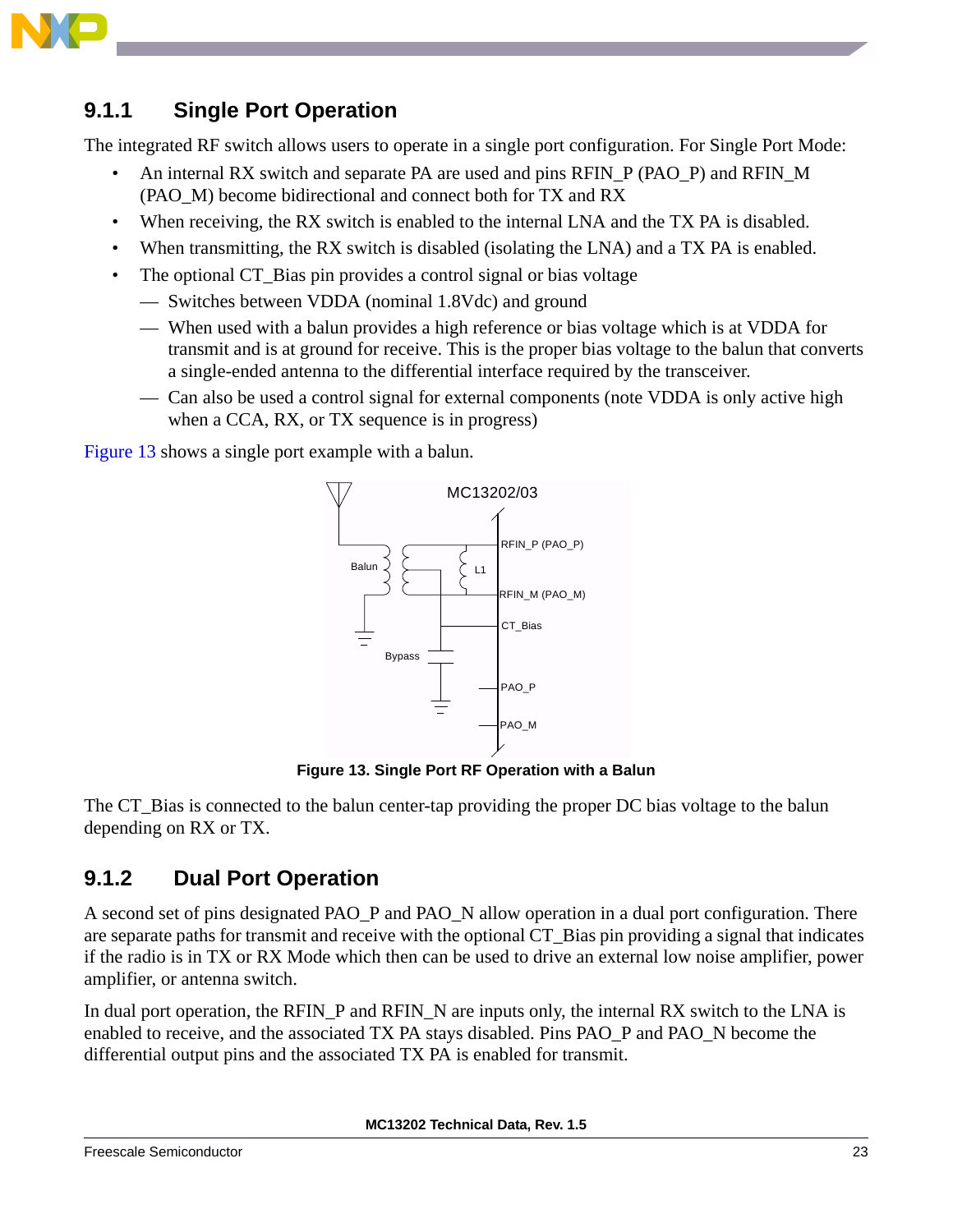### 9.1.1 Single Port Operation

The integrated RF switch allows users to operate in a single port configuration. For Single Port Mode:

- An internal RX switch and separate PA are used and pins RFIN_P (PAO_P) and RFIN_M (PAO_M) become bidirectional and connect both for TX and RX
- When receiving, the RX switch is enabled to the internal LNA and the TX PA is disabled.
- When transmitting, the RX switch is disabled (isolating the LNA) and a TX PA is enabled.
- The optional CT_Bias pin provides a control signal or bias voltage
  - — Switches between VDDA (nominal 1.8Vdc) and ground
  - — When used with a balun provides a high reference or bias voltage which is at VDDA for transmit and is at ground for receive. This is the proper bias voltage to the balun that converts a single-ended antenna to the differential interface required by the transceiver.
  - — Can also be used a control signal for external components (note VDDA is only active high when a CCA, RX, or TX sequence is in progress)

Figure 13 shows a single port example with a balun.

MC13202/03

Balun | L1 | RFIN_P (PAO_P) | RFIN_M (PAO_M) | CT_Bias | Bypass | PAO_P | PAO_M

**Figure 13. Single Port RF Operation with a Balun**

The CT_Bias is connected to the balun center-tap providing the proper DC bias voltage to the balun depending on RX or TX.

### 9.1.2 Dual Port Operation

A second set of pins designated PAO_P and PAO_N allow operation in a dual port configuration. There are separate paths for transmit and receive with the optional CT_Bias pin providing a signal that indicates if the radio is in TX or RX Mode which then can be used to drive an external low noise amplifier, power amplifier, or antenna switch.

In dual port operation, the RFIN_P and RFIN_N are inputs only, the internal RX switch to the LNA is enabled to receive, and the associated TX PA stays disabled. Pins PAO_P and PAO_N become the differential output pins and the associated TX PA is enabled for transmit.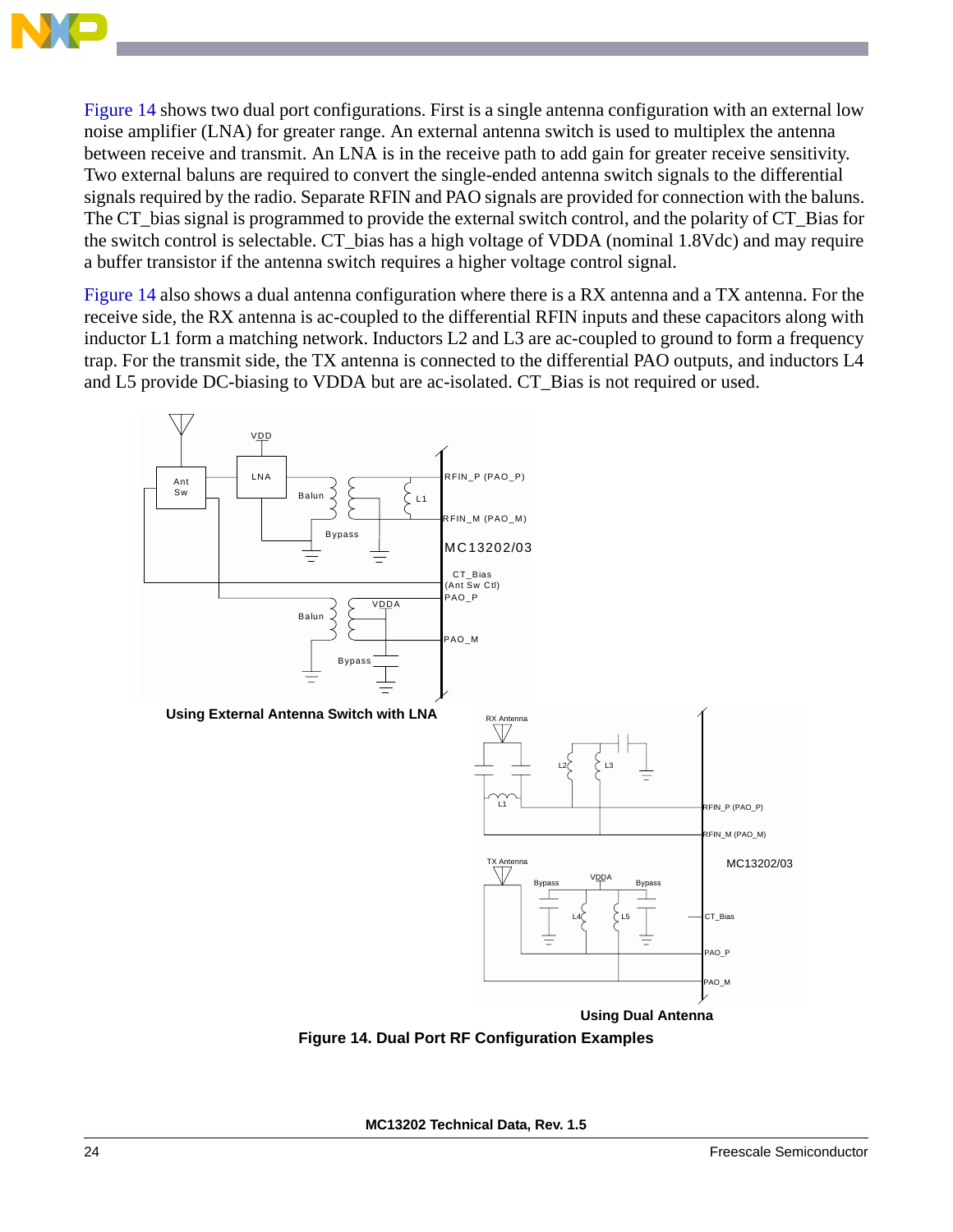Figure 14 shows two dual port configurations. First is a single antenna configuration with an external low noise amplifier (LNA) for greater range. An external antenna switch is used to multiplex the antenna between receive and transmit. An LNA is in the receive path to add gain for greater receive sensitivity. Two external baluns are required to convert the single-ended antenna switch signals to the differential signals required by the radio. Separate RFIN and PAO signals are provided for connection with the baluns. The CT_bias signal is programmed to provide the external switch control, and the polarity of CT_Bias for the switch control is selectable. CT_bias has a high voltage of VDDA (nominal 1.8Vdc) and may require a buffer transistor if the antenna switch requires a higher voltage control signal.

Figure 14 also shows a dual antenna configuration where there is a RX antenna and a TX antenna. For the receive side, the RX antenna is ac-coupled to the differential RFIN inputs and these capacitors along with inductor L1 form a matching network. Inductors L2 and L3 are ac-coupled to ground to form a frequency trap. For the transmit side, the TX antenna is connected to the differential PAO outputs, and inductors L4 and L5 provide DC-biasing to VDDA but are ac-isolated. CT_Bias is not required or used.

**Using External Antenna Switch with LNA**

**Using Dual Antenna**

**Figure 14. Dual Port RF Configuration Examples**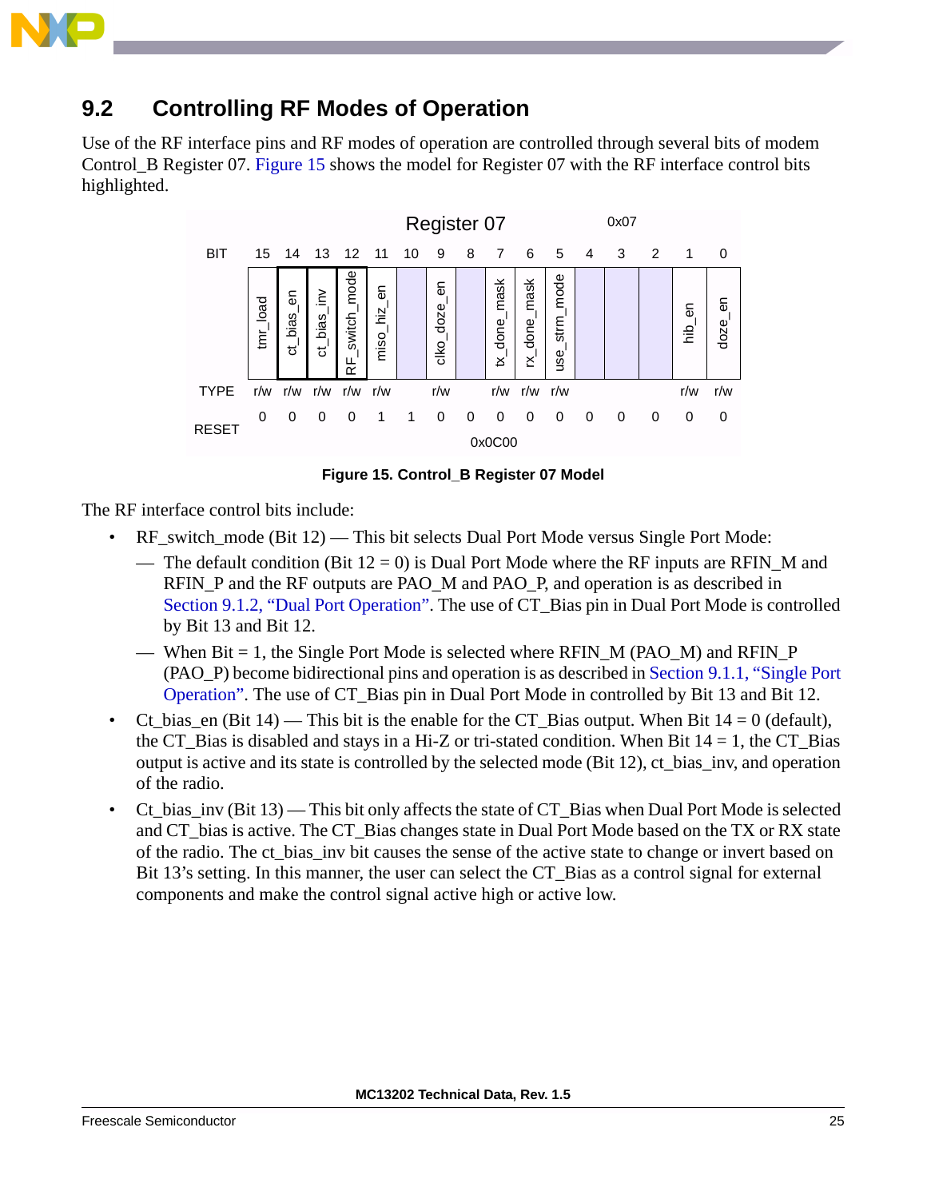## 9.2 Controlling RF Modes of Operation

Use of the RF interface pins and RF modes of operation are controlled through several bits of modem Control_B Register 07. Figure 15 shows the model for Register 07 with the RF interface control bits highlighted.

**Register 07** — 0x07

| BIT | 15 | 14 | 13 | 12 | 11 | 10 | 9 | 8 | 7 | 6 | 5 | 4 | 3 | 2 | 1 | 0 |
|---|---|---|---|---|---|---|---|---|---|---|---|---|---|---|---|---|
| | tmr_load | ct_bias_en | ct_bias_inv | RF_switch_mode | miso_hiz_en | | clko_doze_en | | tx_done_mask | rx_done_mask | use_strm_mode | | | | hib_en | doze_en |
| TYPE | r/w | r/w | r/w | r/w | r/w | | r/w | | r/w | r/w | r/w | | | | r/w | r/w |
| RESET | 0 | 0 | 0 | 0 | 1 | 1 | 0 | 0 | 0 | 0 | 0 | 0 | 0 | 0 | 0 | 0 |

RESET: 0x0C00

**Figure 15. Control_B Register 07 Model**

The RF interface control bits include:

- RF_switch_mode (Bit 12) — This bit selects Dual Port Mode versus Single Port Mode:
  - — The default condition (Bit 12 = 0) is Dual Port Mode where the RF inputs are RFIN_M and RFIN_P and the RF outputs are PAO_M and PAO_P, and operation is as described in Section 9.1.2, "Dual Port Operation". The use of CT_Bias pin in Dual Port Mode is controlled by Bit 13 and Bit 12.
  - — When Bit = 1, the Single Port Mode is selected where RFIN_M (PAO_M) and RFIN_P (PAO_P) become bidirectional pins and operation is as described in Section 9.1.1, "Single Port Operation". The use of CT_Bias pin in Dual Port Mode in controlled by Bit 13 and Bit 12.
- Ct_bias_en (Bit 14) — This bit is the enable for the CT_Bias output. When Bit 14 = 0 (default), the CT_Bias is disabled and stays in a Hi-Z or tri-stated condition. When Bit 14 = 1, the CT_Bias output is active and its state is controlled by the selected mode (Bit 12), ct_bias_inv, and operation of the radio.
- Ct_bias_inv (Bit 13) — This bit only affects the state of CT_Bias when Dual Port Mode is selected and CT_bias is active. The CT_Bias changes state in Dual Port Mode based on the TX or RX state of the radio. The ct_bias_inv bit causes the sense of the active state to change or invert based on Bit 13's setting. In this manner, the user can select the CT_Bias as a control signal for external components and make the control signal active high or active low.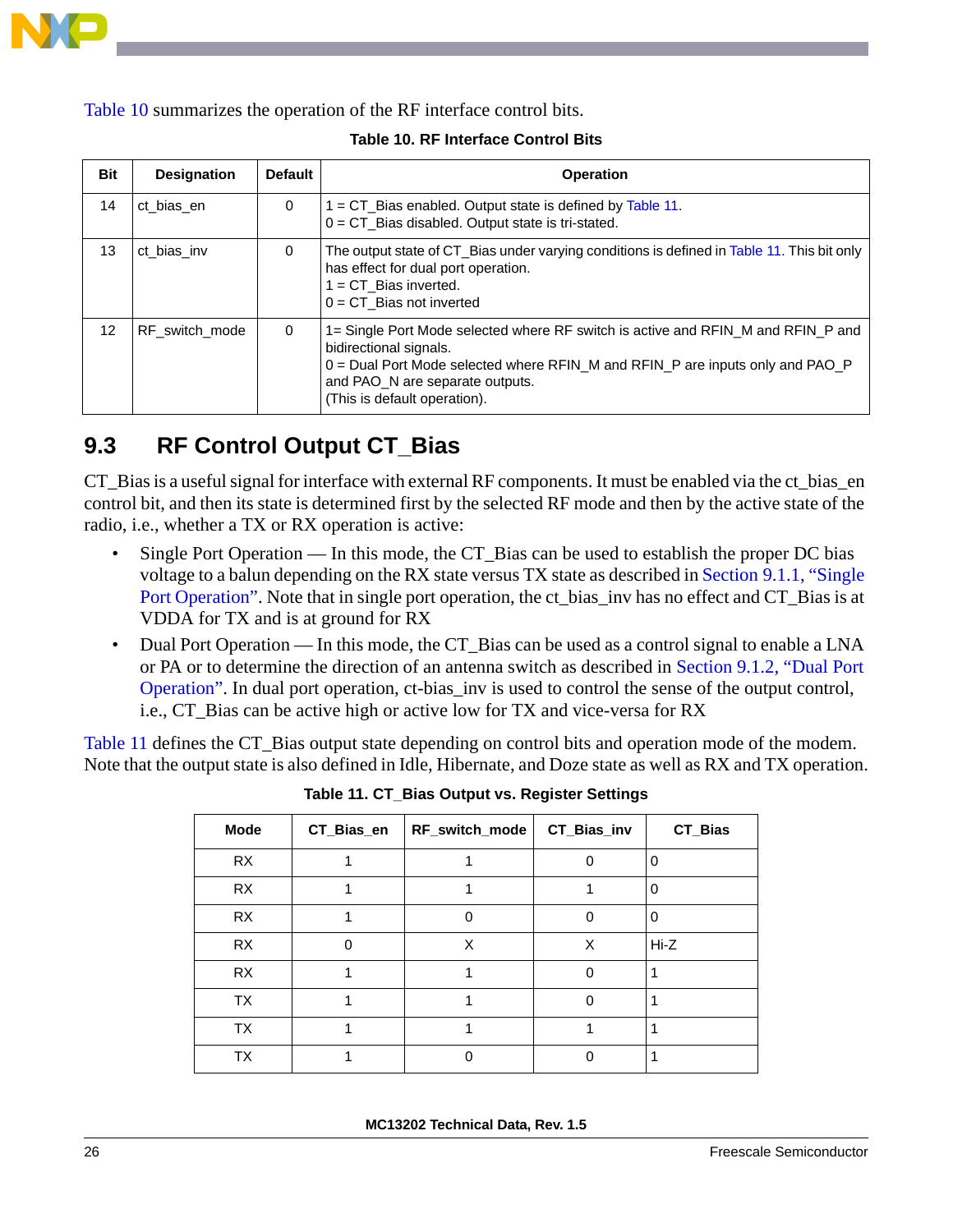Table 10 summarizes the operation of the RF interface control bits.

**Table 10. RF Interface Control Bits**

| Bit | Designation | Default | Operation |
|---|---|---|---|
| 14 | ct_bias_en | 0 | 1 = CT_Bias enabled. Output state is defined by Table 11.<br>0 = CT_Bias disabled. Output state is tri-stated. |
| 13 | ct_bias_inv | 0 | The output state of CT_Bias under varying conditions is defined in Table 11. This bit only has effect for dual port operation.<br>1 = CT_Bias inverted.<br>0 = CT_Bias not inverted |
| 12 | RF_switch_mode | 0 | 1= Single Port Mode selected where RF switch is active and RFIN_M and RFIN_P and bidirectional signals.<br>0 = Dual Port Mode selected where RFIN_M and RFIN_P are inputs only and PAO_P and PAO_N are separate outputs.<br>(This is default operation). |

## 9.3 RF Control Output CT_Bias

CT_Bias is a useful signal for interface with external RF components. It must be enabled via the ct_bias_en control bit, and then its state is determined first by the selected RF mode and then by the active state of the radio, i.e., whether a TX or RX operation is active:

- Single Port Operation — In this mode, the CT_Bias can be used to establish the proper DC bias voltage to a balun depending on the RX state versus TX state as described in Section 9.1.1, "Single Port Operation". Note that in single port operation, the ct_bias_inv has no effect and CT_Bias is at VDDA for TX and is at ground for RX
- Dual Port Operation — In this mode, the CT_Bias can be used as a control signal to enable a LNA or PA or to determine the direction of an antenna switch as described in Section 9.1.2, "Dual Port Operation". In dual port operation, ct-bias_inv is used to control the sense of the output control, i.e., CT_Bias can be active high or active low for TX and vice-versa for RX

Table 11 defines the CT_Bias output state depending on control bits and operation mode of the modem. Note that the output state is also defined in Idle, Hibernate, and Doze state as well as RX and TX operation.

**Table 11. CT_Bias Output vs. Register Settings**

| Mode | CT_Bias_en | RF_switch_mode | CT_Bias_inv | CT_Bias |
|---|---|---|---|---|
| RX | 1 | 1 | 0 | 0 |
| RX | 1 | 1 | 1 | 0 |
| RX | 1 | 0 | 0 | 0 |
| RX | 0 | X | X | Hi-Z |
| RX | 1 | 1 | 0 | 1 |
| TX | 1 | 1 | 0 | 1 |
| TX | 1 | 1 | 1 | 1 |
| TX | 1 | 0 | 0 | 1 |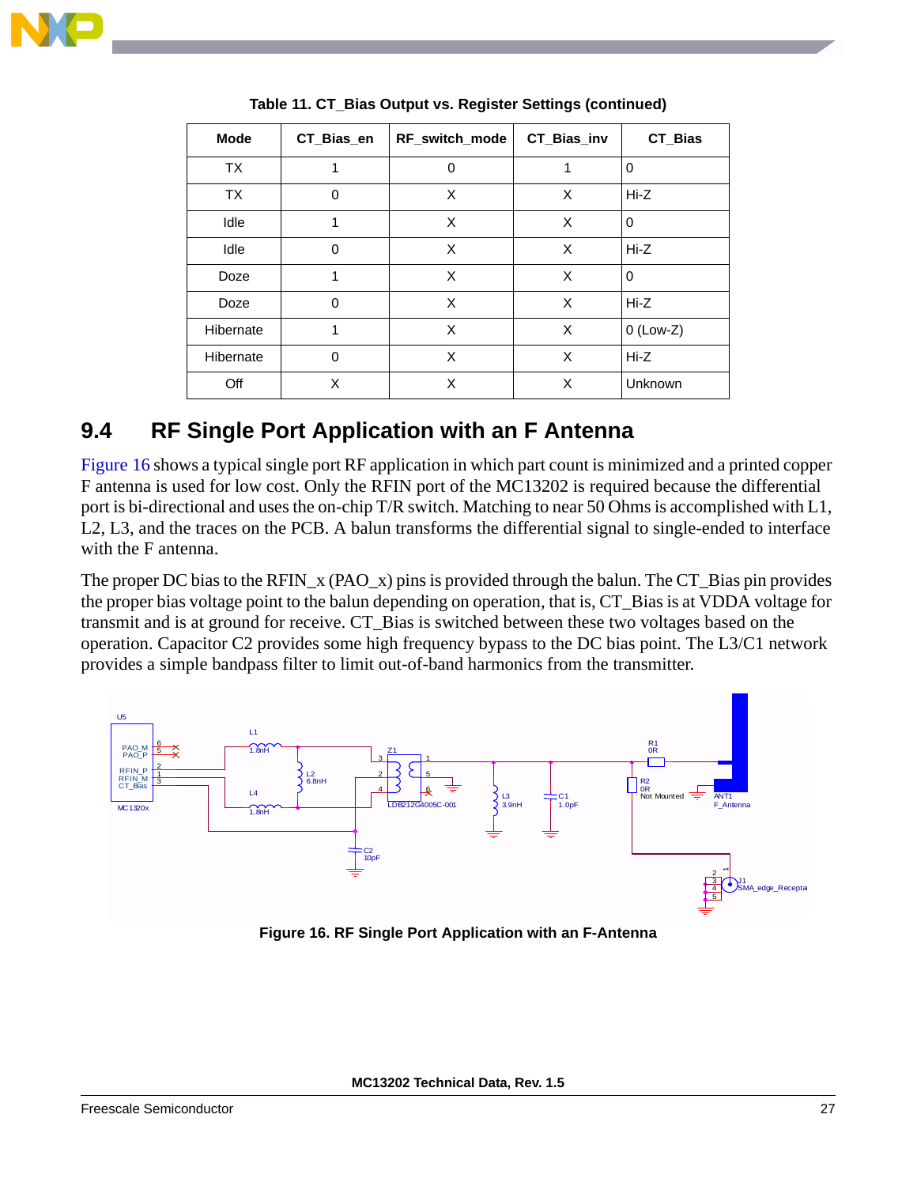Table 11. CT_Bias Output vs. Register Settings (continued)

| Mode | CT_Bias_en | RF_switch_mode | CT_Bias_inv | CT_Bias |
|---|---|---|---|---|
| TX | 1 | 0 | 1 | 0 |
| TX | 0 | X | X | Hi-Z |
| Idle | 1 | X | X | 0 |
| Idle | 0 | X | X | Hi-Z |
| Doze | 1 | X | X | 0 |
| Doze | 0 | X | X | Hi-Z |
| Hibernate | 1 | X | X | 0 (Low-Z) |
| Hibernate | 0 | X | X | Hi-Z |
| Off | X | X | X | Unknown |

## 9.4 RF Single Port Application with an F Antenna

Figure 16 shows a typical single port RF application in which part count is minimized and a printed copper F antenna is used for low cost. Only the RFIN port of the MC13202 is required because the differential port is bi-directional and uses the on-chip T/R switch. Matching to near 50 Ohms is accomplished with L1, L2, L3, and the traces on the PCB. A balun transforms the differential signal to single-ended to interface with the F antenna.

The proper DC bias to the RFIN_x (PAO_x) pins is provided through the balun. The CT_Bias pin provides the proper bias voltage point to the balun depending on operation, that is, CT_Bias is at VDDA voltage for transmit and is at ground for receive. CT_Bias is switched between these two voltages based on the operation. Capacitor C2 provides some high frequency bypass to the DC bias point. The L3/C1 network provides a simple bandpass filter to limit out-of-band harmonics from the transmitter.

Figure 16. RF Single Port Application with an F-Antenna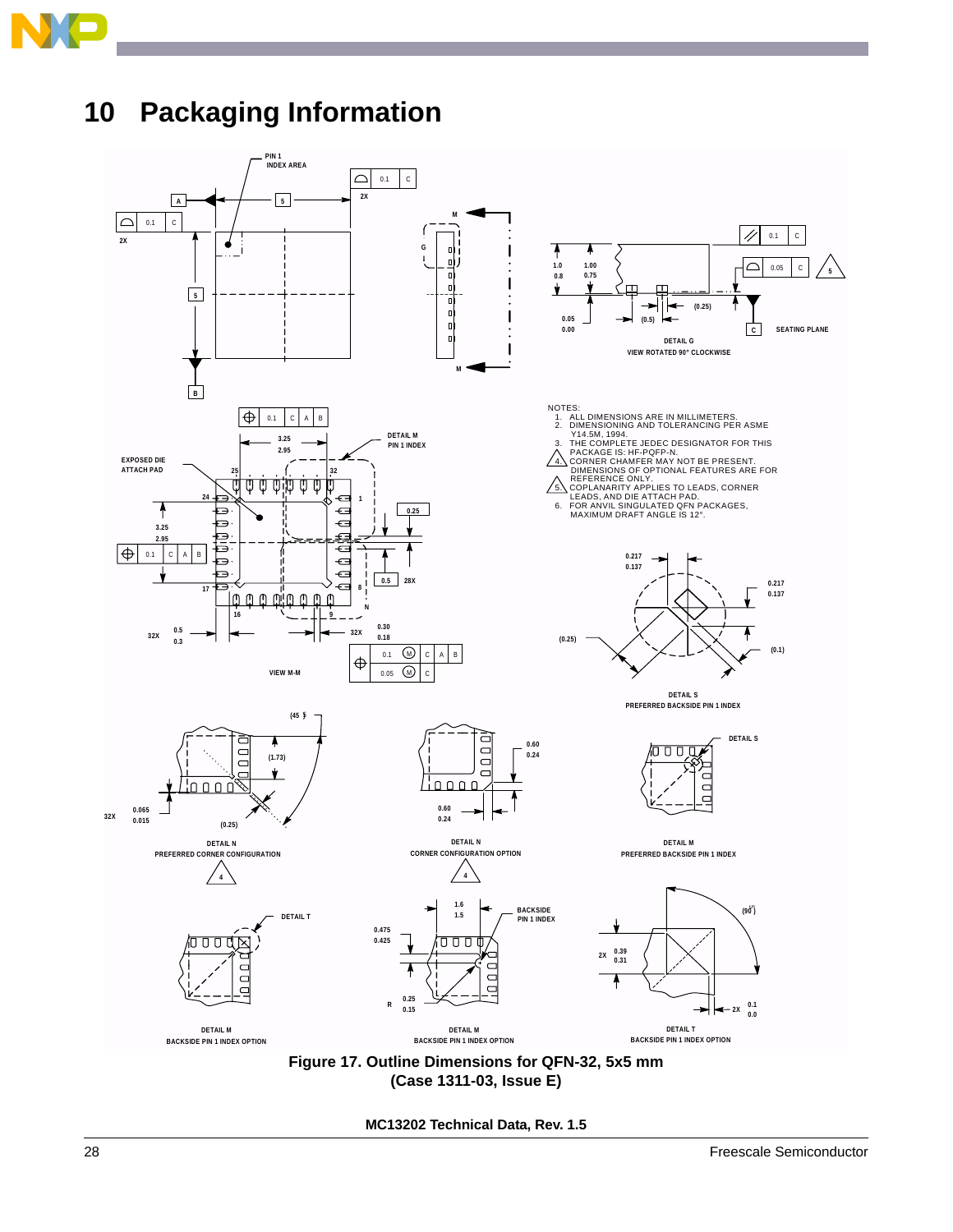# 10 Packaging Information

NOTES:

1. ALL DIMENSIONS ARE IN MILLIMETERS.
2. DIMENSIONING AND TOLERANCING PER ASME Y14.5M, 1994.
3. THE COMPLETE JEDEC DESIGNATOR FOR THIS PACKAGE IS: HF-PQFP-N.
4. CORNER CHAMFER MAY NOT BE PRESENT. DIMENSIONS OF OPTIONAL FEATURES ARE FOR REFERENCE ONLY.
5. COPLANARITY APPLIES TO LEADS, CORNER LEADS, AND DIE ATTACH PAD.
6. FOR ANVIL SINGULATED QFN PACKAGES, MAXIMUM DRAFT ANGLE IS 12°.

**Figure 17. Outline Dimensions for QFN-32, 5x5 mm (Case 1311-03, Issue E)**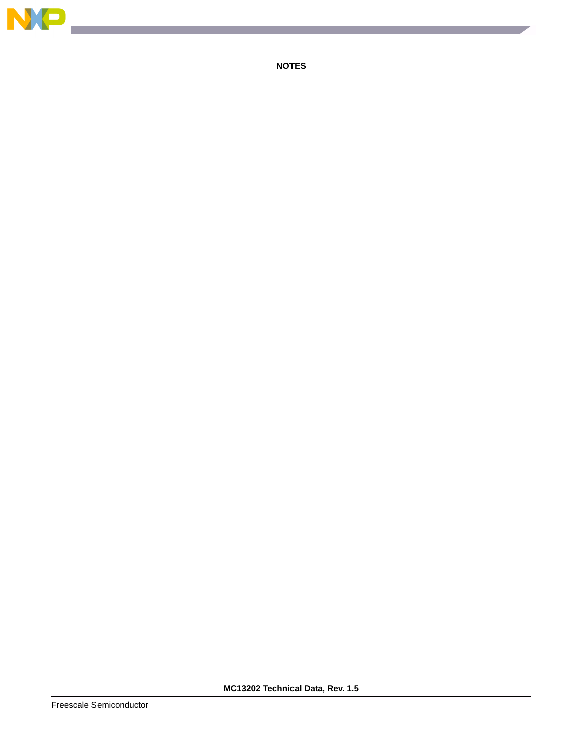**NOTES**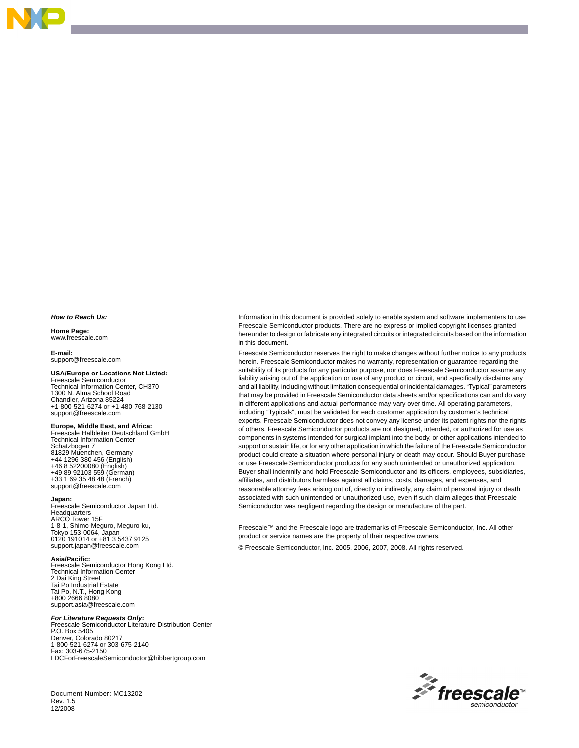***How to Reach Us:***

**Home Page:**
www.freescale.com

**E-mail:**
support@freescale.com

**USA/Europe or Locations Not Listed:**
Freescale Semiconductor
Technical Information Center, CH370
1300 N. Alma School Road
Chandler, Arizona 85224
+1-800-521-6274 or +1-480-768-2130
support@freescale.com

**Europe, Middle East, and Africa:**
Freescale Halbleiter Deutschland GmbH
Technical Information Center
Schatzbogen 7
81829 Muenchen, Germany
+44 1296 380 456 (English)
+46 8 52200080 (English)
+49 89 92103 559 (German)
+33 1 69 35 48 48 (French)
support@freescale.com

**Japan:**
Freescale Semiconductor Japan Ltd.
Headquarters
ARCO Tower 15F
1-8-1, Shimo-Meguro, Meguro-ku,
Tokyo 153-0064, Japan
0120 191014 or +81 3 5437 9125
support.japan@freescale.com

**Asia/Pacific:**
Freescale Semiconductor Hong Kong Ltd.
Technical Information Center
2 Dai King Street
Tai Po Industrial Estate
Tai Po, N.T., Hong Kong
+800 2666 8080
support.asia@freescale.com

***For Literature Requests Only*:**
Freescale Semiconductor Literature Distribution Center
P.O. Box 5405
Denver, Colorado 80217
1-800-521-6274 or 303-675-2140
Fax: 303-675-2150
LDCForFreescaleSemiconductor@hibbertgroup.com

Information in this document is provided solely to enable system and software implementers to use Freescale Semiconductor products. There are no express or implied copyright licenses granted hereunder to design or fabricate any integrated circuits or integrated circuits based on the information in this document.

Freescale Semiconductor reserves the right to make changes without further notice to any products herein. Freescale Semiconductor makes no warranty, representation or guarantee regarding the suitability of its products for any particular purpose, nor does Freescale Semiconductor assume any liability arising out of the application or use of any product or circuit, and specifically disclaims any and all liability, including without limitation consequential or incidental damages. "Typical" parameters that may be provided in Freescale Semiconductor data sheets and/or specifications can and do vary in different applications and actual performance may vary over time. All operating parameters, including "Typicals", must be validated for each customer application by customer's technical experts. Freescale Semiconductor does not convey any license under its patent rights nor the rights of others. Freescale Semiconductor products are not designed, intended, or authorized for use as components in systems intended for surgical implant into the body, or other applications intended to support or sustain life, or for any other application in which the failure of the Freescale Semiconductor product could create a situation where personal injury or death may occur. Should Buyer purchase or use Freescale Semiconductor products for any such unintended or unauthorized application, Buyer shall indemnify and hold Freescale Semiconductor and its officers, employees, subsidiaries, affiliates, and distributors harmless against all claims, costs, damages, and expenses, and reasonable attorney fees arising out of, directly or indirectly, any claim of personal injury or death associated with such unintended or unauthorized use, even if such claim alleges that Freescale Semiconductor was negligent regarding the design or manufacture of the part.

Freescale™ and the Freescale logo are trademarks of Freescale Semiconductor, Inc. All other product or service names are the property of their respective owners.

© Freescale Semiconductor, Inc. 2005, 2006, 2007, 2008. All rights reserved.

Document Number: MC13202
Rev. 1.5
12/2008